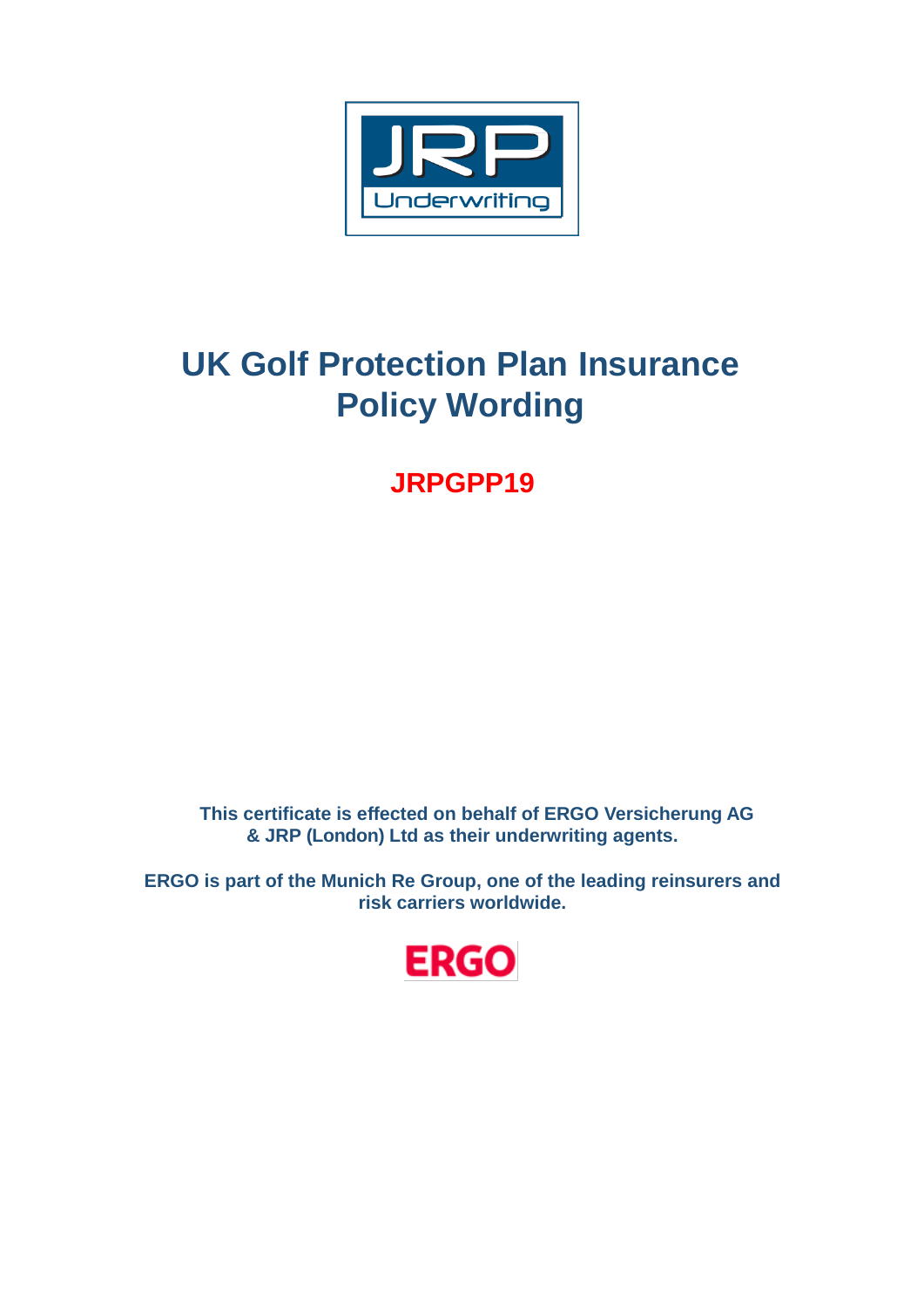JRP Underwriting

# UK Golf Protection Plan Insurance Policy Wording

**JRPGPP19**

**This certificate is effected on behalf of ERGO Versicherung AG & JRP (London) Ltd as their underwriting agents.**

**ERGO is part of the Munich Re Group, one of the leading reinsurers and risk carriers worldwide.**

ERGO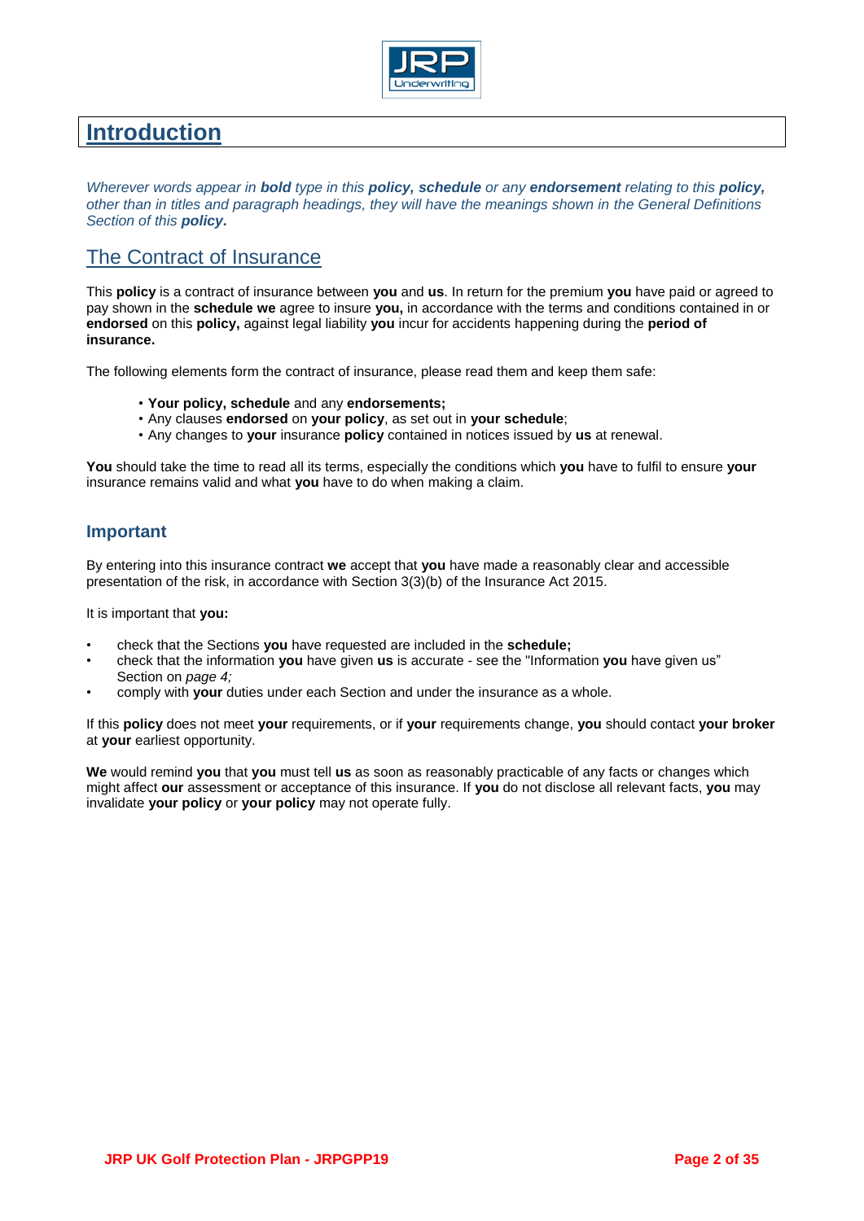# Introduction

*Wherever words appear in **bold** type in this **policy, schedule** or any **endorsement** relating to this **policy,** other than in titles and paragraph headings, they will have the meanings shown in the General Definitions Section of this **policy.***

## The Contract of Insurance

This **policy** is a contract of insurance between **you** and **us**. In return for the premium **you** have paid or agreed to pay shown in the **schedule we** agree to insure **you,** in accordance with the terms and conditions contained in or **endorsed** on this **policy,** against legal liability **you** incur for accidents happening during the **period of insurance.**

The following elements form the contract of insurance, please read them and keep them safe:

- **Your policy, schedule** and any **endorsements;**
- Any clauses **endorsed** on **your policy**, as set out in **your schedule**;
- Any changes to **your** insurance **policy** contained in notices issued by **us** at renewal.

**You** should take the time to read all its terms, especially the conditions which **you** have to fulfil to ensure **your** insurance remains valid and what **you** have to do when making a claim.

### Important

By entering into this insurance contract **we** accept that **you** have made a reasonably clear and accessible presentation of the risk, in accordance with Section 3(3)(b) of the Insurance Act 2015.

It is important that **you:**

- check that the Sections **you** have requested are included in the **schedule;**
- check that the information **you** have given **us** is accurate - see the "Information **you** have given us" Section on *page 4;*
- comply with **your** duties under each Section and under the insurance as a whole.

If this **policy** does not meet **your** requirements, or if **your** requirements change, **you** should contact **your broker** at **your** earliest opportunity.

**We** would remind **you** that **you** must tell **us** as soon as reasonably practicable of any facts or changes which might affect **our** assessment or acceptance of this insurance. If **you** do not disclose all relevant facts, **you** may invalidate **your policy** or **your policy** may not operate fully.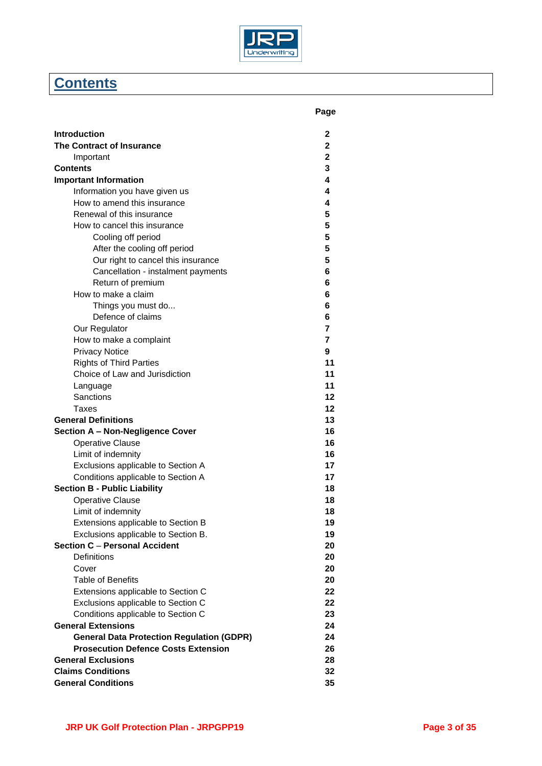# Contents

| | Page |
|---|---|
| **Introduction** | **2** |
| **The Contract of Insurance** | **2** |
| Important | **2** |
| **Contents** | **3** |
| **Important Information** | **4** |
| Information you have given us | **4** |
| How to amend this insurance | **4** |
| Renewal of this insurance | **5** |
| How to cancel this insurance | **5** |
| Cooling off period | **5** |
| After the cooling off period | **5** |
| Our right to cancel this insurance | **5** |
| Cancellation - instalment payments | **6** |
| Return of premium | **6** |
| How to make a claim | **6** |
| Things you must do... | **6** |
| Defence of claims | **6** |
| Our Regulator | **7** |
| How to make a complaint | **7** |
| Privacy Notice | **9** |
| Rights of Third Parties | **11** |
| Choice of Law and Jurisdiction | **11** |
| Language | **11** |
| Sanctions | **12** |
| Taxes | **12** |
| **General Definitions** | **13** |
| **Section A – Non-Negligence Cover** | **16** |
| Operative Clause | **16** |
| Limit of indemnity | **16** |
| Exclusions applicable to Section A | **17** |
| Conditions applicable to Section A | **17** |
| **Section B - Public Liability** | **18** |
| Operative Clause | **18** |
| Limit of indemnity | **18** |
| Extensions applicable to Section B | **19** |
| Exclusions applicable to Section B. | **19** |
| **Section C – Personal Accident** | **20** |
| Definitions | **20** |
| Cover | **20** |
| Table of Benefits | **20** |
| Extensions applicable to Section C | **22** |
| Exclusions applicable to Section C | **22** |
| Conditions applicable to Section C | **23** |
| **General Extensions** | **24** |
| **General Data Protection Regulation (GDPR)** | **24** |
| **Prosecution Defence Costs Extension** | **26** |
| **General Exclusions** | **28** |
| **Claims Conditions** | **32** |
| **General Conditions** | **35** |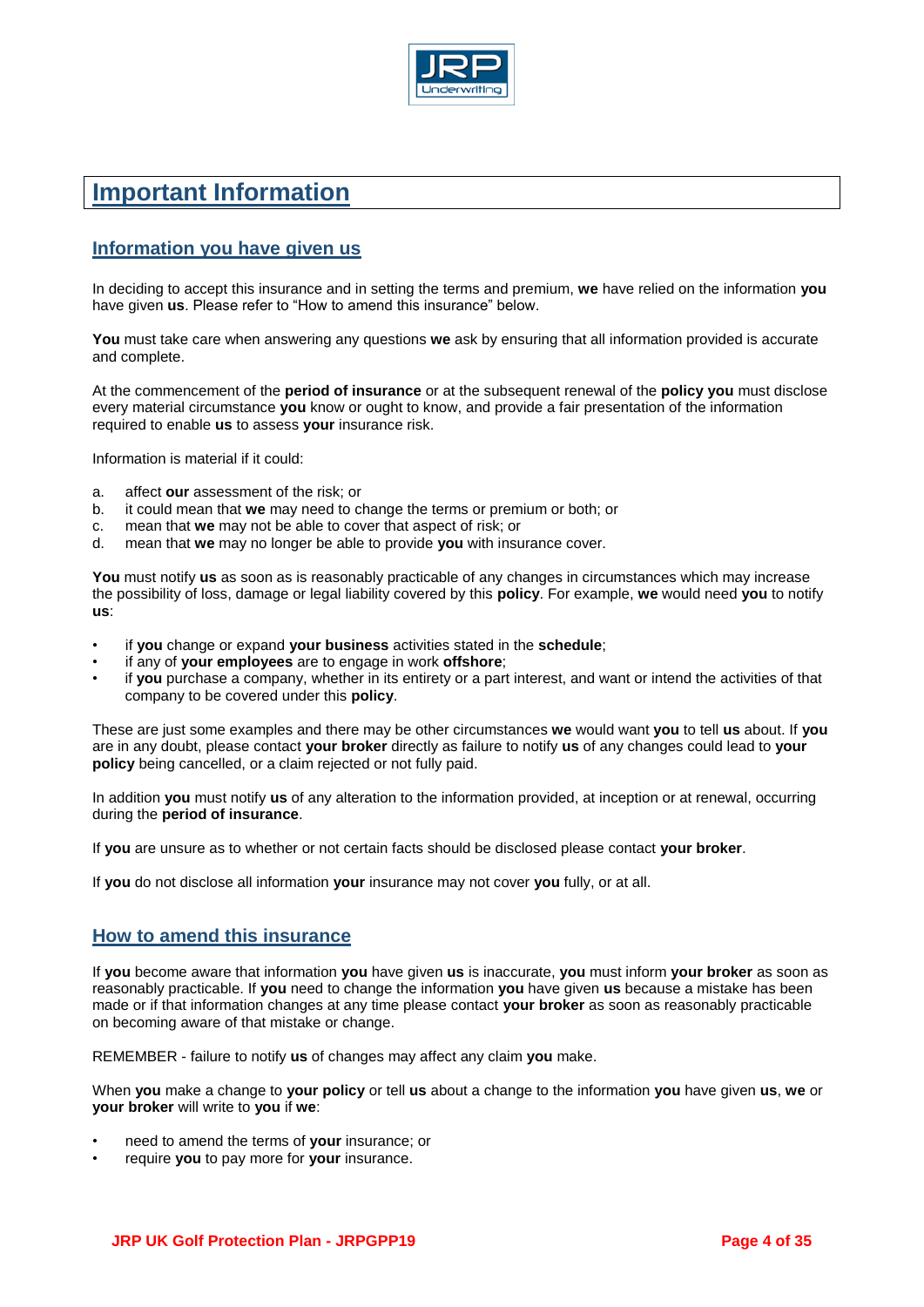# Important Information

## Information you have given us

In deciding to accept this insurance and in setting the terms and premium, **we** have relied on the information **you** have given **us**. Please refer to "How to amend this insurance" below.

**You** must take care when answering any questions **we** ask by ensuring that all information provided is accurate and complete.

At the commencement of the **period of insurance** or at the subsequent renewal of the **policy you** must disclose every material circumstance **you** know or ought to know, and provide a fair presentation of the information required to enable **us** to assess **your** insurance risk.

Information is material if it could:

a. affect **our** assessment of the risk; or
b. it could mean that **we** may need to change the terms or premium or both; or
c. mean that **we** may not be able to cover that aspect of risk; or
d. mean that **we** may no longer be able to provide **you** with insurance cover.

**You** must notify **us** as soon as is reasonably practicable of any changes in circumstances which may increase the possibility of loss, damage or legal liability covered by this **policy**. For example, **we** would need **you** to notify **us**:

- if **you** change or expand **your business** activities stated in the **schedule**;
- if any of **your employees** are to engage in work **offshore**;
- if **you** purchase a company, whether in its entirety or a part interest, and want or intend the activities of that company to be covered under this **policy**.

These are just some examples and there may be other circumstances **we** would want **you** to tell **us** about. If **you** are in any doubt, please contact **your broker** directly as failure to notify **us** of any changes could lead to **your policy** being cancelled, or a claim rejected or not fully paid.

In addition **you** must notify **us** of any alteration to the information provided, at inception or at renewal, occurring during the **period of insurance**.

If **you** are unsure as to whether or not certain facts should be disclosed please contact **your broker**.

If **you** do not disclose all information **your** insurance may not cover **you** fully, or at all.

## How to amend this insurance

If **you** become aware that information **you** have given **us** is inaccurate, **you** must inform **your broker** as soon as reasonably practicable. If **you** need to change the information **you** have given **us** because a mistake has been made or if that information changes at any time please contact **your broker** as soon as reasonably practicable on becoming aware of that mistake or change.

REMEMBER - failure to notify **us** of changes may affect any claim **you** make.

When **you** make a change to **your policy** or tell **us** about a change to the information **you** have given **us**, **we** or **your broker** will write to **you** if **we**:

- need to amend the terms of **your** insurance; or
- require **you** to pay more for **your** insurance.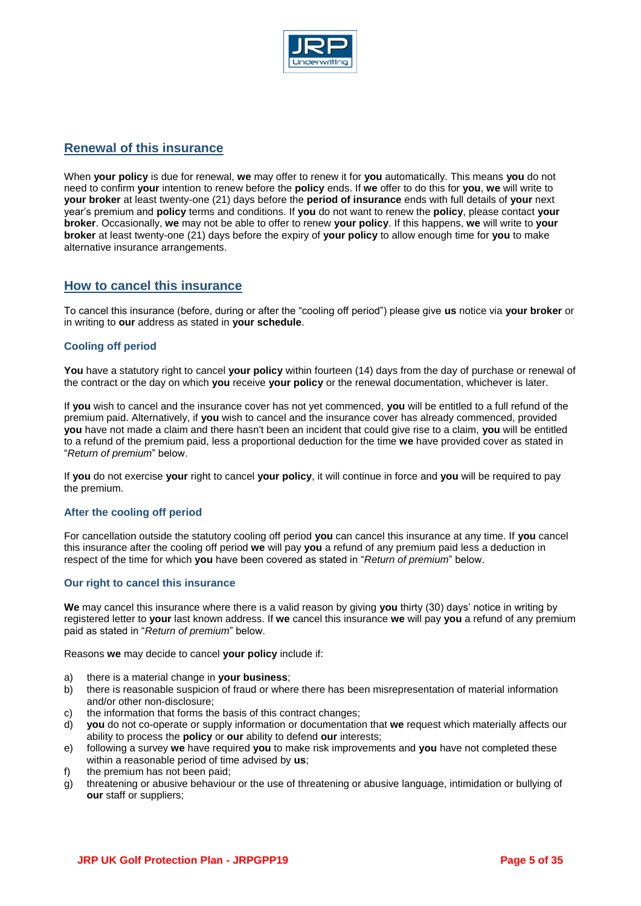## Renewal of this insurance

When **your policy** is due for renewal, **we** may offer to renew it for **you** automatically. This means **you** do not need to confirm **your** intention to renew before the **policy** ends. If **we** offer to do this for **you**, **we** will write to **your broker** at least twenty-one (21) days before the **period of insurance** ends with full details of **your** next year's premium and **policy** terms and conditions. If **you** do not want to renew the **policy**, please contact **your broker**. Occasionally, **we** may not be able to offer to renew **your policy**. If this happens, **we** will write to **your broker** at least twenty-one (21) days before the expiry of **your policy** to allow enough time for **you** to make alternative insurance arrangements.

## How to cancel this insurance

To cancel this insurance (before, during or after the "cooling off period") please give **us** notice via **your broker** or in writing to **our** address as stated in **your schedule**.

### Cooling off period

**You** have a statutory right to cancel **your policy** within fourteen (14) days from the day of purchase or renewal of the contract or the day on which **you** receive **your policy** or the renewal documentation, whichever is later.

If **you** wish to cancel and the insurance cover has not yet commenced, **you** will be entitled to a full refund of the premium paid. Alternatively, if **you** wish to cancel and the insurance cover has already commenced, provided **you** have not made a claim and there hasn't been an incident that could give rise to a claim, **you** will be entitled to a refund of the premium paid, less a proportional deduction for the time **we** have provided cover as stated in "*Return of premium*" below.

If **you** do not exercise **your** right to cancel **your policy**, it will continue in force and **you** will be required to pay the premium.

### After the cooling off period

For cancellation outside the statutory cooling off period **you** can cancel this insurance at any time. If **you** cancel this insurance after the cooling off period **we** will pay **you** a refund of any premium paid less a deduction in respect of the time for which **you** have been covered as stated in "*Return of premium*" below.

### Our right to cancel this insurance

**We** may cancel this insurance where there is a valid reason by giving **you** thirty (30) days' notice in writing by registered letter to **your** last known address. If **we** cancel this insurance **we** will pay **you** a refund of any premium paid as stated in "*Return of premium*" below.

Reasons **we** may decide to cancel **your policy** include if:

a) there is a material change in **your business**;
b) there is reasonable suspicion of fraud or where there has been misrepresentation of material information and/or other non-disclosure;
c) the information that forms the basis of this contract changes;
d) **you** do not co-operate or supply information or documentation that **we** request which materially affects our ability to process the **policy** or **our** ability to defend **our** interests;
e) following a survey **we** have required **you** to make risk improvements and **you** have not completed these within a reasonable period of time advised by **us**;
f) the premium has not been paid;
g) threatening or abusive behaviour or the use of threatening or abusive language, intimidation or bullying of **our** staff or suppliers;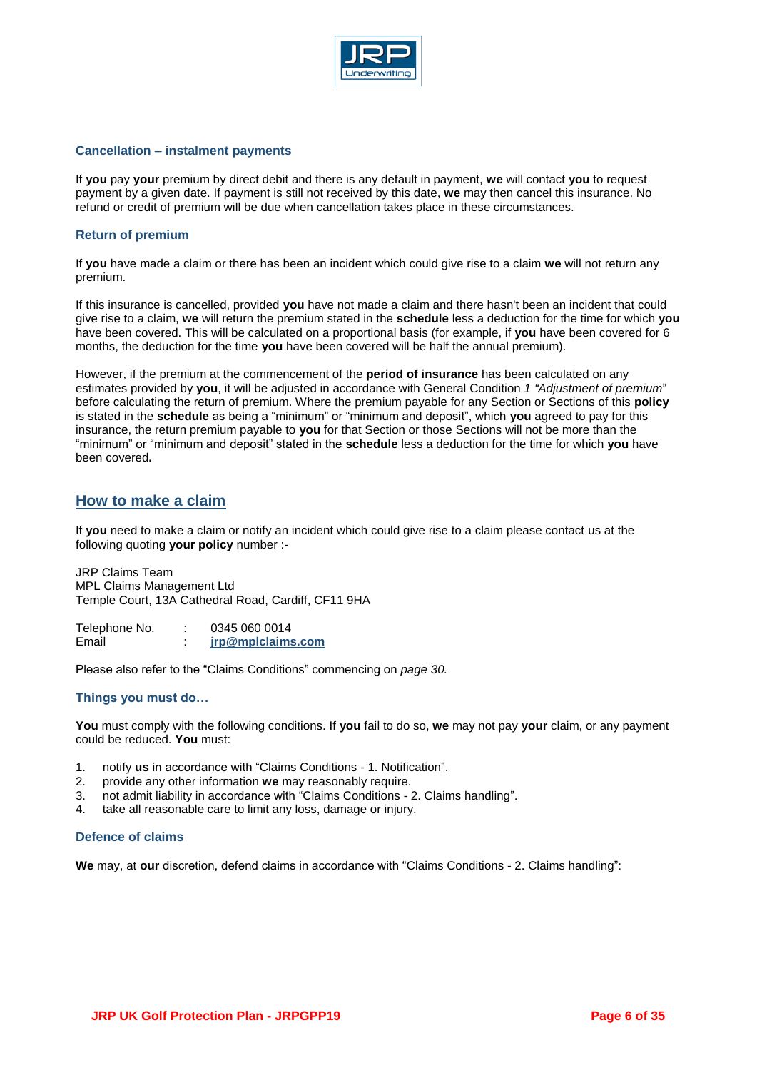### Cancellation – instalment payments

If **you** pay **your** premium by direct debit and there is any default in payment, **we** will contact **you** to request payment by a given date. If payment is still not received by this date, **we** may then cancel this insurance. No refund or credit of premium will be due when cancellation takes place in these circumstances.

### Return of premium

If **you** have made a claim or there has been an incident which could give rise to a claim **we** will not return any premium.

If this insurance is cancelled, provided **you** have not made a claim and there hasn't been an incident that could give rise to a claim, **we** will return the premium stated in the **schedule** less a deduction for the time for which **you** have been covered. This will be calculated on a proportional basis (for example, if **you** have been covered for 6 months, the deduction for the time **you** have been covered will be half the annual premium).

However, if the premium at the commencement of the **period of insurance** has been calculated on any estimates provided by **you**, it will be adjusted in accordance with General Condition *1 "Adjustment of premium*" before calculating the return of premium. Where the premium payable for any Section or Sections of this **policy** is stated in the **schedule** as being a "minimum" or "minimum and deposit", which **you** agreed to pay for this insurance, the return premium payable to **you** for that Section or those Sections will not be more than the "minimum" or "minimum and deposit" stated in the **schedule** less a deduction for the time for which **you** have been covered**.**

## How to make a claim

If **you** need to make a claim or notify an incident which could give rise to a claim please contact us at the following quoting **your policy** number :-

JRP Claims Team
MPL Claims Management Ltd
Temple Court, 13A Cathedral Road, Cardiff, CF11 9HA

Telephone No. : 0345 060 0014
Email : **jrp@mplclaims.com**

Please also refer to the "Claims Conditions" commencing on *page 30.*

### Things you must do…

**You** must comply with the following conditions. If **you** fail to do so, **we** may not pay **your** claim, or any payment could be reduced. **You** must:

1. notify **us** in accordance with "Claims Conditions - 1. Notification".
2. provide any other information **we** may reasonably require.
3. not admit liability in accordance with "Claims Conditions - 2. Claims handling".
4. take all reasonable care to limit any loss, damage or injury.

### Defence of claims

**We** may, at **our** discretion, defend claims in accordance with "Claims Conditions - 2. Claims handling":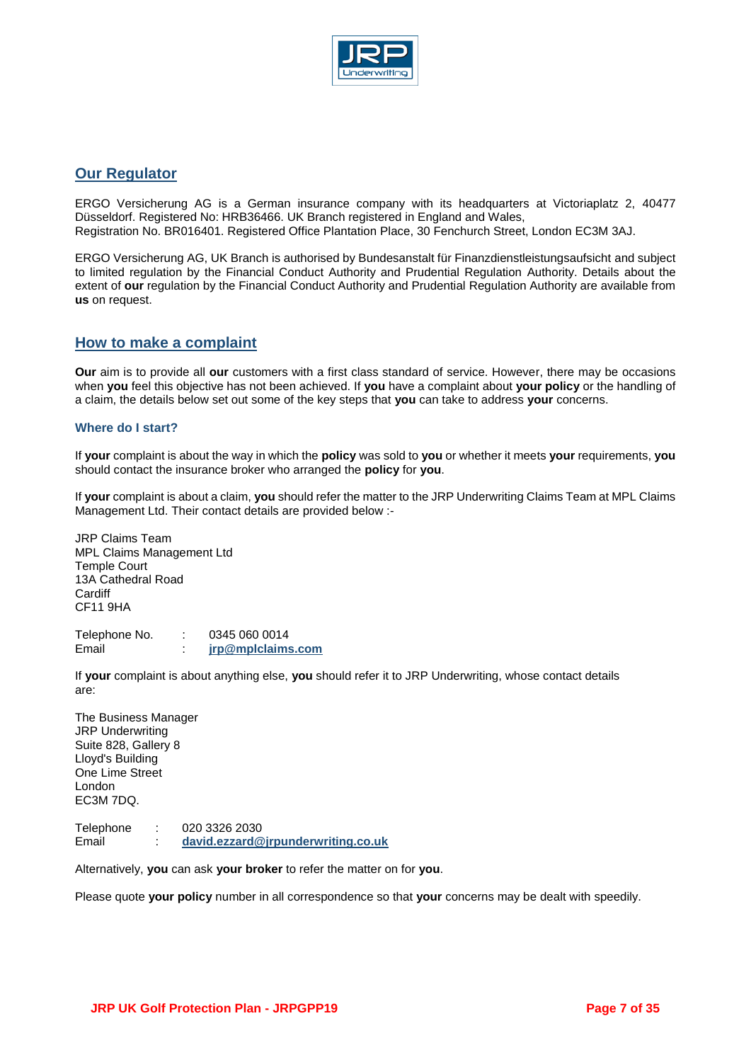## Our Regulator

ERGO Versicherung AG is a German insurance company with its headquarters at Victoriaplatz 2, 40477 Düsseldorf. Registered No: HRB36466. UK Branch registered in England and Wales,
Registration No. BR016401. Registered Office Plantation Place, 30 Fenchurch Street, London EC3M 3AJ.

ERGO Versicherung AG, UK Branch is authorised by Bundesanstalt für Finanzdienstleistungsaufsicht and subject to limited regulation by the Financial Conduct Authority and Prudential Regulation Authority. Details about the extent of **our** regulation by the Financial Conduct Authority and Prudential Regulation Authority are available from **us** on request.

## How to make a complaint

**Our** aim is to provide all **our** customers with a first class standard of service. However, there may be occasions when **you** feel this objective has not been achieved. If **you** have a complaint about **your policy** or the handling of a claim, the details below set out some of the key steps that **you** can take to address **your** concerns.

### Where do I start?

If **your** complaint is about the way in which the **policy** was sold to **you** or whether it meets **your** requirements, **you** should contact the insurance broker who arranged the **policy** for **you**.

If **your** complaint is about a claim, **you** should refer the matter to the JRP Underwriting Claims Team at MPL Claims Management Ltd. Their contact details are provided below :-

JRP Claims Team
MPL Claims Management Ltd
Temple Court
13A Cathedral Road
Cardiff
CF11 9HA

Telephone No. : 0345 060 0014
Email : **jrp@mplclaims.com**

If **your** complaint is about anything else, **you** should refer it to JRP Underwriting, whose contact details are:

The Business Manager
JRP Underwriting
Suite 828, Gallery 8
Lloyd's Building
One Lime Street
London
EC3M 7DQ.

Telephone : 020 3326 2030
Email : **david.ezzard@jrpunderwriting.co.uk**

Alternatively, **you** can ask **your broker** to refer the matter on for **you**.

Please quote **your policy** number in all correspondence so that **your** concerns may be dealt with speedily.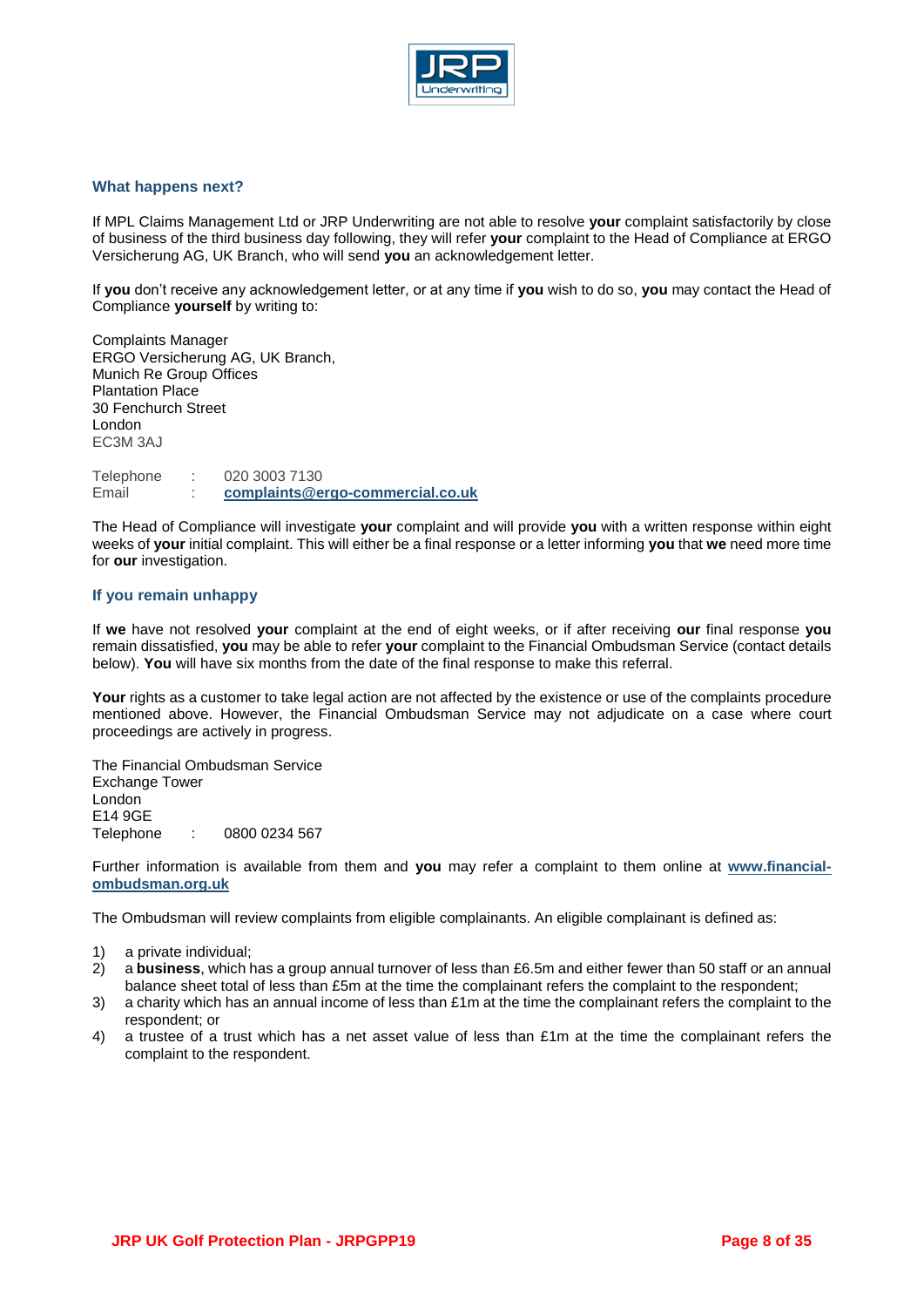### What happens next?

If MPL Claims Management Ltd or JRP Underwriting are not able to resolve **your** complaint satisfactorily by close of business of the third business day following, they will refer **your** complaint to the Head of Compliance at ERGO Versicherung AG, UK Branch, who will send **you** an acknowledgement letter.

If **you** don't receive any acknowledgement letter, or at any time if **you** wish to do so, **you** may contact the Head of Compliance **yourself** by writing to:

Complaints Manager
ERGO Versicherung AG, UK Branch,
Munich Re Group Offices
Plantation Place
30 Fenchurch Street
London
EC3M 3AJ

Telephone : 020 3003 7130
Email : **complaints@ergo-commercial.co.uk**

The Head of Compliance will investigate **your** complaint and will provide **you** with a written response within eight weeks of **your** initial complaint. This will either be a final response or a letter informing **you** that **we** need more time for **our** investigation.

### If you remain unhappy

If **we** have not resolved **your** complaint at the end of eight weeks, or if after receiving **our** final response **you** remain dissatisfied, **you** may be able to refer **your** complaint to the Financial Ombudsman Service (contact details below). **You** will have six months from the date of the final response to make this referral.

**Your** rights as a customer to take legal action are not affected by the existence or use of the complaints procedure mentioned above. However, the Financial Ombudsman Service may not adjudicate on a case where court proceedings are actively in progress.

The Financial Ombudsman Service
Exchange Tower
London
E14 9GE
Telephone : 0800 0234 567

Further information is available from them and **you** may refer a complaint to them online at **www.financial-ombudsman.org.uk**

The Ombudsman will review complaints from eligible complainants. An eligible complainant is defined as:

1) a private individual;
2) a **business**, which has a group annual turnover of less than £6.5m and either fewer than 50 staff or an annual balance sheet total of less than £5m at the time the complainant refers the complaint to the respondent;
3) a charity which has an annual income of less than £1m at the time the complainant refers the complaint to the respondent; or
4) a trustee of a trust which has a net asset value of less than £1m at the time the complainant refers the complaint to the respondent.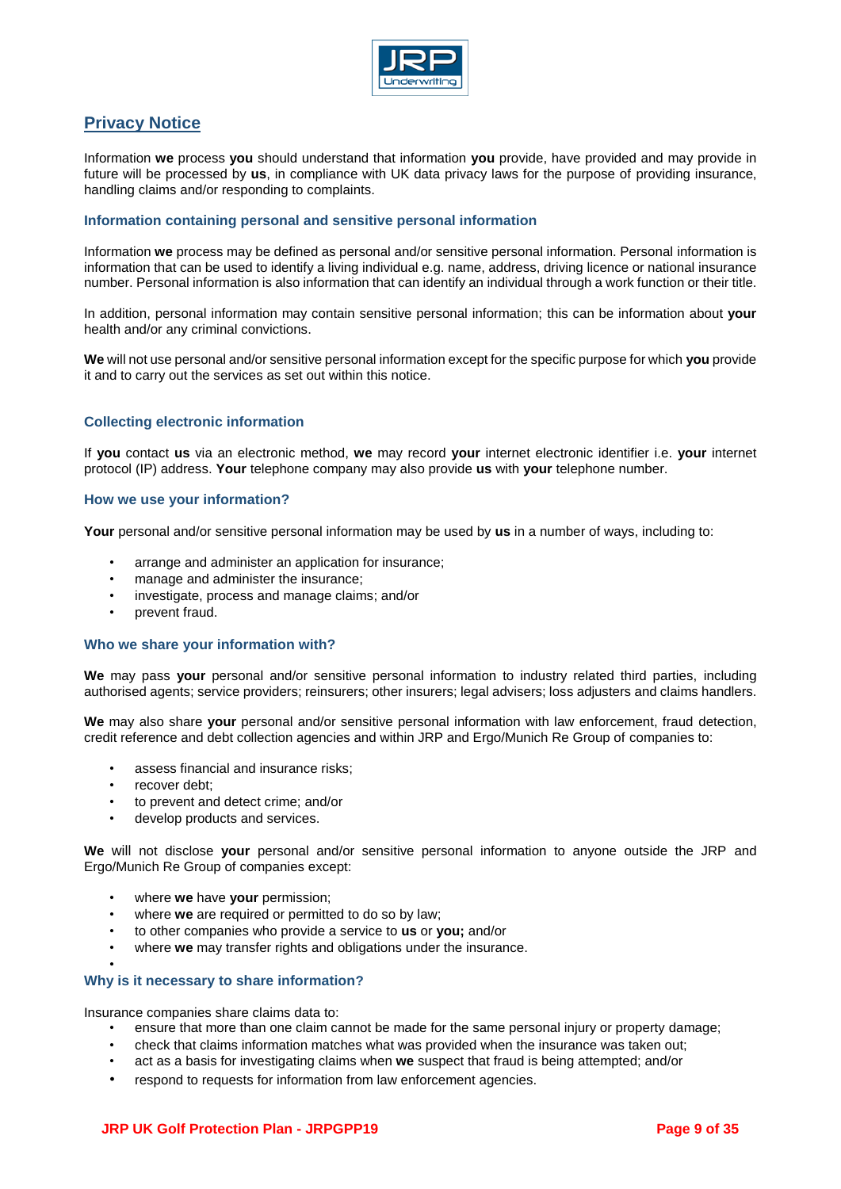## Privacy Notice

Information **we** process **you** should understand that information **you** provide, have provided and may provide in future will be processed by **us**, in compliance with UK data privacy laws for the purpose of providing insurance, handling claims and/or responding to complaints.

### Information containing personal and sensitive personal information

Information **we** process may be defined as personal and/or sensitive personal information. Personal information is information that can be used to identify a living individual e.g. name, address, driving licence or national insurance number. Personal information is also information that can identify an individual through a work function or their title.

In addition, personal information may contain sensitive personal information; this can be information about **your** health and/or any criminal convictions.

**We** will not use personal and/or sensitive personal information except for the specific purpose for which **you** provide it and to carry out the services as set out within this notice.

### Collecting electronic information

If **you** contact **us** via an electronic method, **we** may record **your** internet electronic identifier i.e. **your** internet protocol (IP) address. **Your** telephone company may also provide **us** with **your** telephone number.

### How we use your information?

**Your** personal and/or sensitive personal information may be used by **us** in a number of ways, including to:

- arrange and administer an application for insurance;
- manage and administer the insurance;
- investigate, process and manage claims; and/or
- prevent fraud.

### Who we share your information with?

**We** may pass **your** personal and/or sensitive personal information to industry related third parties, including authorised agents; service providers; reinsurers; other insurers; legal advisers; loss adjusters and claims handlers.

**We** may also share **your** personal and/or sensitive personal information with law enforcement, fraud detection, credit reference and debt collection agencies and within JRP and Ergo/Munich Re Group of companies to:

- assess financial and insurance risks;
- recover debt;
- to prevent and detect crime; and/or
- develop products and services.

**We** will not disclose **your** personal and/or sensitive personal information to anyone outside the JRP and Ergo/Munich Re Group of companies except:

- where **we** have **your** permission;
- where **we** are required or permitted to do so by law;
- to other companies who provide a service to **us** or **you;** and/or
- where **we** may transfer rights and obligations under the insurance.

### Why is it necessary to share information?

Insurance companies share claims data to:

- ensure that more than one claim cannot be made for the same personal injury or property damage;
- check that claims information matches what was provided when the insurance was taken out;
- act as a basis for investigating claims when **we** suspect that fraud is being attempted; and/or
- respond to requests for information from law enforcement agencies.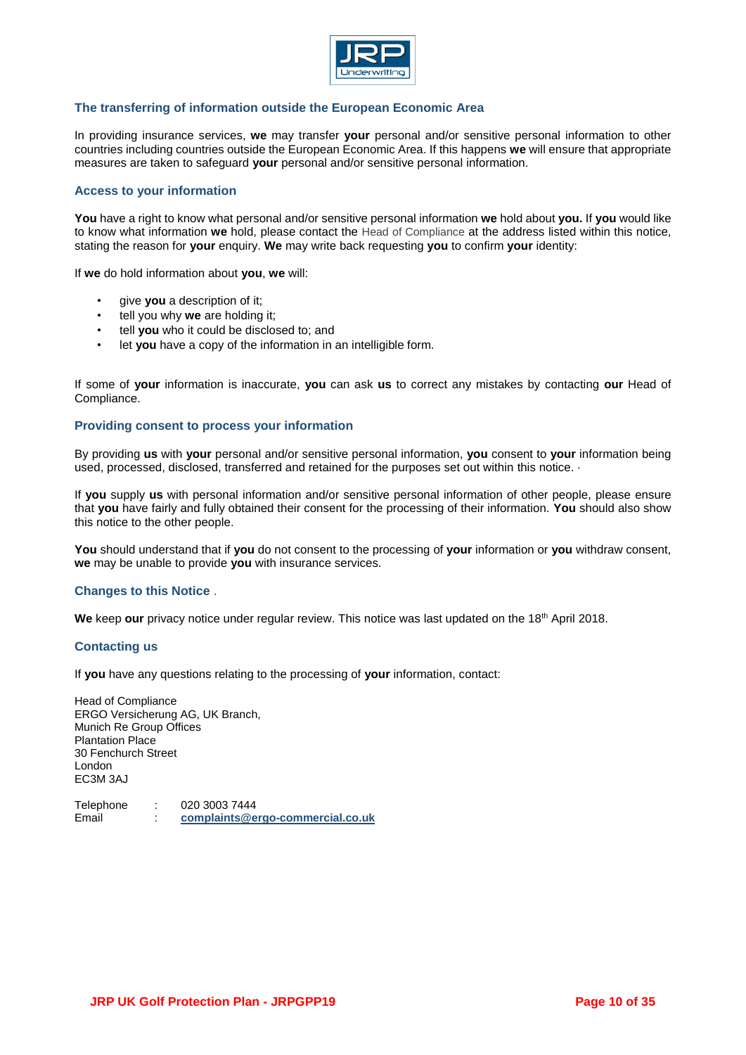## The transferring of information outside the European Economic Area

In providing insurance services, **we** may transfer **your** personal and/or sensitive personal information to other countries including countries outside the European Economic Area. If this happens **we** will ensure that appropriate measures are taken to safeguard **your** personal and/or sensitive personal information.

## Access to your information

**You** have a right to know what personal and/or sensitive personal information **we** hold about **you.** If **you** would like to know what information **we** hold, please contact the Head of Compliance at the address listed within this notice, stating the reason for **your** enquiry. **We** may write back requesting **you** to confirm **your** identity:

If **we** do hold information about **you**, **we** will:

- give **you** a description of it;
- tell you why **we** are holding it;
- tell **you** who it could be disclosed to; and
- let **you** have a copy of the information in an intelligible form.

If some of **your** information is inaccurate, **you** can ask **us** to correct any mistakes by contacting **our** Head of Compliance.

## Providing consent to process your information

By providing **us** with **your** personal and/or sensitive personal information, **you** consent to **your** information being used, processed, disclosed, transferred and retained for the purposes set out within this notice. ·

If **you** supply **us** with personal information and/or sensitive personal information of other people, please ensure that **you** have fairly and fully obtained their consent for the processing of their information. **You** should also show this notice to the other people.

**You** should understand that if **you** do not consent to the processing of **your** information or **you** withdraw consent, **we** may be unable to provide **you** with insurance services.

## Changes to this Notice .

**We** keep **our** privacy notice under regular review. This notice was last updated on the 18th April 2018.

## Contacting us

If **you** have any questions relating to the processing of **your** information, contact:

Head of Compliance
ERGO Versicherung AG, UK Branch,
Munich Re Group Offices
Plantation Place
30 Fenchurch Street
London
EC3M 3AJ

Telephone : 020 3003 7444
Email : **complaints@ergo-commercial.co.uk**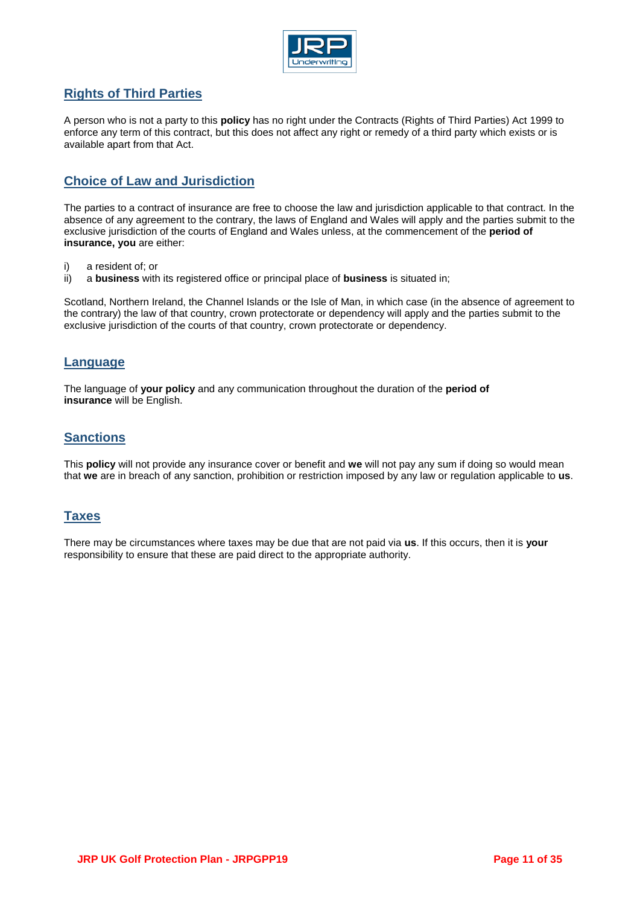## Rights of Third Parties

A person who is not a party to this **policy** has no right under the Contracts (Rights of Third Parties) Act 1999 to enforce any term of this contract, but this does not affect any right or remedy of a third party which exists or is available apart from that Act.

## Choice of Law and Jurisdiction

The parties to a contract of insurance are free to choose the law and jurisdiction applicable to that contract. In the absence of any agreement to the contrary, the laws of England and Wales will apply and the parties submit to the exclusive jurisdiction of the courts of England and Wales unless, at the commencement of the **period of insurance, you** are either:

i) a resident of; or
ii) a **business** with its registered office or principal place of **business** is situated in;

Scotland, Northern Ireland, the Channel Islands or the Isle of Man, in which case (in the absence of agreement to the contrary) the law of that country, crown protectorate or dependency will apply and the parties submit to the exclusive jurisdiction of the courts of that country, crown protectorate or dependency.

## Language

The language of **your policy** and any communication throughout the duration of the **period of insurance** will be English.

## Sanctions

This **policy** will not provide any insurance cover or benefit and **we** will not pay any sum if doing so would mean that **we** are in breach of any sanction, prohibition or restriction imposed by any law or regulation applicable to **us**.

## Taxes

There may be circumstances where taxes may be due that are not paid via **us**. If this occurs, then it is **your** responsibility to ensure that these are paid direct to the appropriate authority.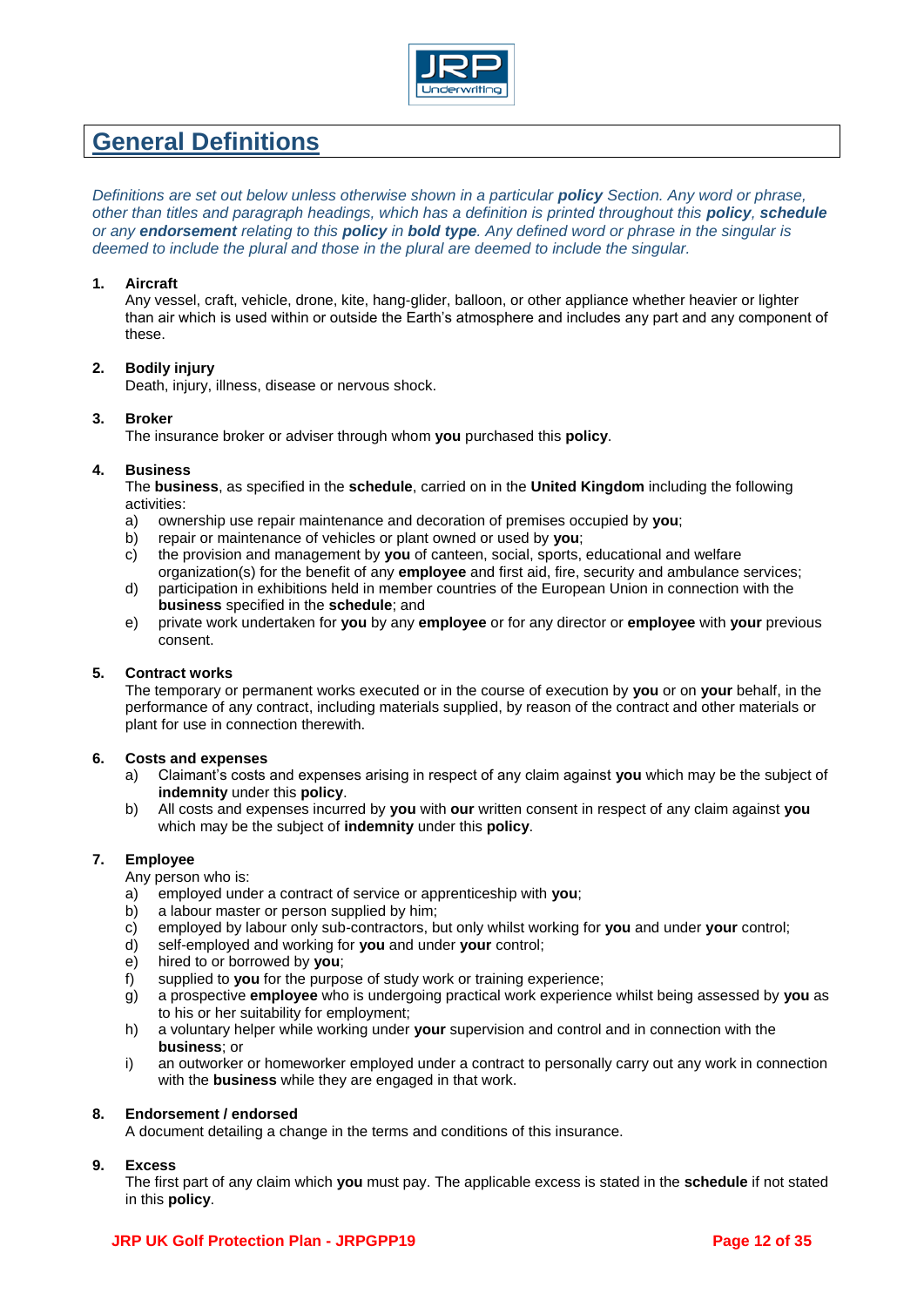## General Definitions

*Definitions are set out below unless otherwise shown in a particular **policy** Section. Any word or phrase, other than titles and paragraph headings, which has a definition is printed throughout this **policy**, **schedule** or any **endorsement** relating to this **policy** in **bold type**. Any defined word or phrase in the singular is deemed to include the plural and those in the plural are deemed to include the singular.*

**1. Aircraft**

Any vessel, craft, vehicle, drone, kite, hang-glider, balloon, or other appliance whether heavier or lighter than air which is used within or outside the Earth's atmosphere and includes any part and any component of these.

**2. Bodily injury**

Death, injury, illness, disease or nervous shock.

**3. Broker**

The insurance broker or adviser through whom **you** purchased this **policy**.

**4. Business**

The **business**, as specified in the **schedule**, carried on in the **United Kingdom** including the following activities:

a) ownership use repair maintenance and decoration of premises occupied by **you**;
b) repair or maintenance of vehicles or plant owned or used by **you**;
c) the provision and management by **you** of canteen, social, sports, educational and welfare organization(s) for the benefit of any **employee** and first aid, fire, security and ambulance services;
d) participation in exhibitions held in member countries of the European Union in connection with the **business** specified in the **schedule**; and
e) private work undertaken for **you** by any **employee** or for any director or **employee** with **your** previous consent.

**5. Contract works**

The temporary or permanent works executed or in the course of execution by **you** or on **your** behalf, in the performance of any contract, including materials supplied, by reason of the contract and other materials or plant for use in connection therewith.

**6. Costs and expenses**

a) Claimant's costs and expenses arising in respect of any claim against **you** which may be the subject of **indemnity** under this **policy**.
b) All costs and expenses incurred by **you** with **our** written consent in respect of any claim against **you** which may be the subject of **indemnity** under this **policy**.

**7. Employee**

Any person who is:

a) employed under a contract of service or apprenticeship with **you**;
b) a labour master or person supplied by him;
c) employed by labour only sub-contractors, but only whilst working for **you** and under **your** control;
d) self-employed and working for **you** and under **your** control;
e) hired to or borrowed by **you**;
f) supplied to **you** for the purpose of study work or training experience;
g) a prospective **employee** who is undergoing practical work experience whilst being assessed by **you** as to his or her suitability for employment;
h) a voluntary helper while working under **your** supervision and control and in connection with the **business**; or
i) an outworker or homeworker employed under a contract to personally carry out any work in connection with the **business** while they are engaged in that work.

**8. Endorsement / endorsed**

A document detailing a change in the terms and conditions of this insurance.

**9. Excess**

The first part of any claim which **you** must pay. The applicable excess is stated in the **schedule** if not stated in this **policy**.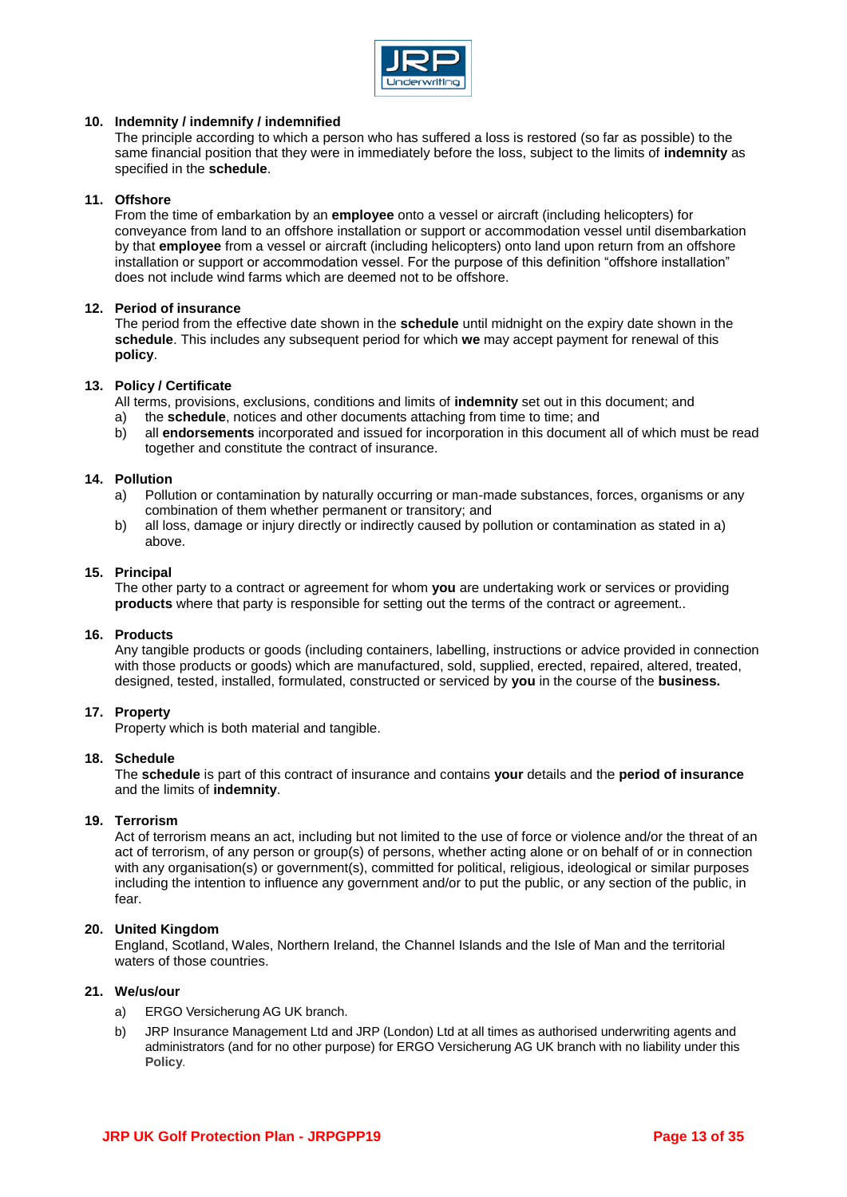**10. Indemnity / indemnify / indemnified**

The principle according to which a person who has suffered a loss is restored (so far as possible) to the same financial position that they were in immediately before the loss, subject to the limits of **indemnity** as specified in the **schedule**.

**11. Offshore**

From the time of embarkation by an **employee** onto a vessel or aircraft (including helicopters) for conveyance from land to an offshore installation or support or accommodation vessel until disembarkation by that **employee** from a vessel or aircraft (including helicopters) onto land upon return from an offshore installation or support or accommodation vessel. For the purpose of this definition "offshore installation" does not include wind farms which are deemed not to be offshore.

**12. Period of insurance**

The period from the effective date shown in the **schedule** until midnight on the expiry date shown in the **schedule**. This includes any subsequent period for which **we** may accept payment for renewal of this **policy**.

**13. Policy / Certificate**

All terms, provisions, exclusions, conditions and limits of **indemnity** set out in this document; and

a) the **schedule**, notices and other documents attaching from time to time; and
b) all **endorsements** incorporated and issued for incorporation in this document all of which must be read together and constitute the contract of insurance.

**14. Pollution**

a) Pollution or contamination by naturally occurring or man-made substances, forces, organisms or any combination of them whether permanent or transitory; and
b) all loss, damage or injury directly or indirectly caused by pollution or contamination as stated in a) above.

**15. Principal**

The other party to a contract or agreement for whom **you** are undertaking work or services or providing **products** where that party is responsible for setting out the terms of the contract or agreement..

**16. Products**

Any tangible products or goods (including containers, labelling, instructions or advice provided in connection with those products or goods) which are manufactured, sold, supplied, erected, repaired, altered, treated, designed, tested, installed, formulated, constructed or serviced by **you** in the course of the **business.**

**17. Property**

Property which is both material and tangible.

**18. Schedule**

The **schedule** is part of this contract of insurance and contains **your** details and the **period of insurance** and the limits of **indemnity**.

**19. Terrorism**

Act of terrorism means an act, including but not limited to the use of force or violence and/or the threat of an act of terrorism, of any person or group(s) of persons, whether acting alone or on behalf of or in connection with any organisation(s) or government(s), committed for political, religious, ideological or similar purposes including the intention to influence any government and/or to put the public, or any section of the public, in fear.

**20. United Kingdom**

England, Scotland, Wales, Northern Ireland, the Channel Islands and the Isle of Man and the territorial waters of those countries.

**21. We/us/our**

a) ERGO Versicherung AG UK branch.
b) JRP Insurance Management Ltd and JRP (London) Ltd at all times as authorised underwriting agents and administrators (and for no other purpose) for ERGO Versicherung AG UK branch with no liability under this **Policy**.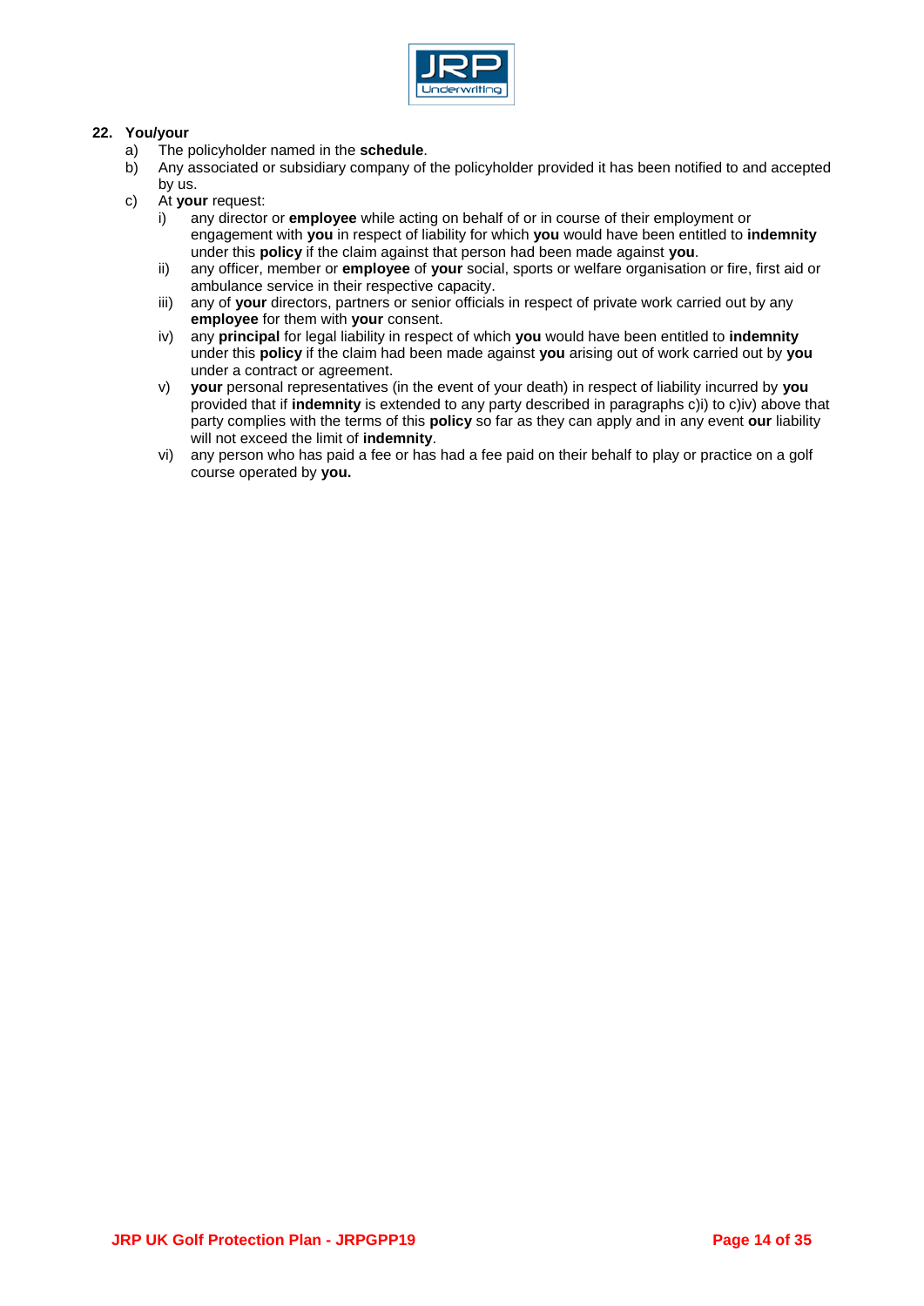**22. You/your**

a) The policyholder named in the **schedule**.

b) Any associated or subsidiary company of the policyholder provided it has been notified to and accepted by us.

c) At **your** request:

   i) any director or **employee** while acting on behalf of or in course of their employment or engagement with **you** in respect of liability for which **you** would have been entitled to **indemnity** under this **policy** if the claim against that person had been made against **you**.

   ii) any officer, member or **employee** of **your** social, sports or welfare organisation or fire, first aid or ambulance service in their respective capacity.

   iii) any of **your** directors, partners or senior officials in respect of private work carried out by any **employee** for them with **your** consent.

   iv) any **principal** for legal liability in respect of which **you** would have been entitled to **indemnity** under this **policy** if the claim had been made against **you** arising out of work carried out by **you** under a contract or agreement.

   v) **your** personal representatives (in the event of your death) in respect of liability incurred by **you** provided that if **indemnity** is extended to any party described in paragraphs c)i) to c)iv) above that party complies with the terms of this **policy** so far as they can apply and in any event **our** liability will not exceed the limit of **indemnity**.

   vi) any person who has paid a fee or has had a fee paid on their behalf to play or practice on a golf course operated by **you.**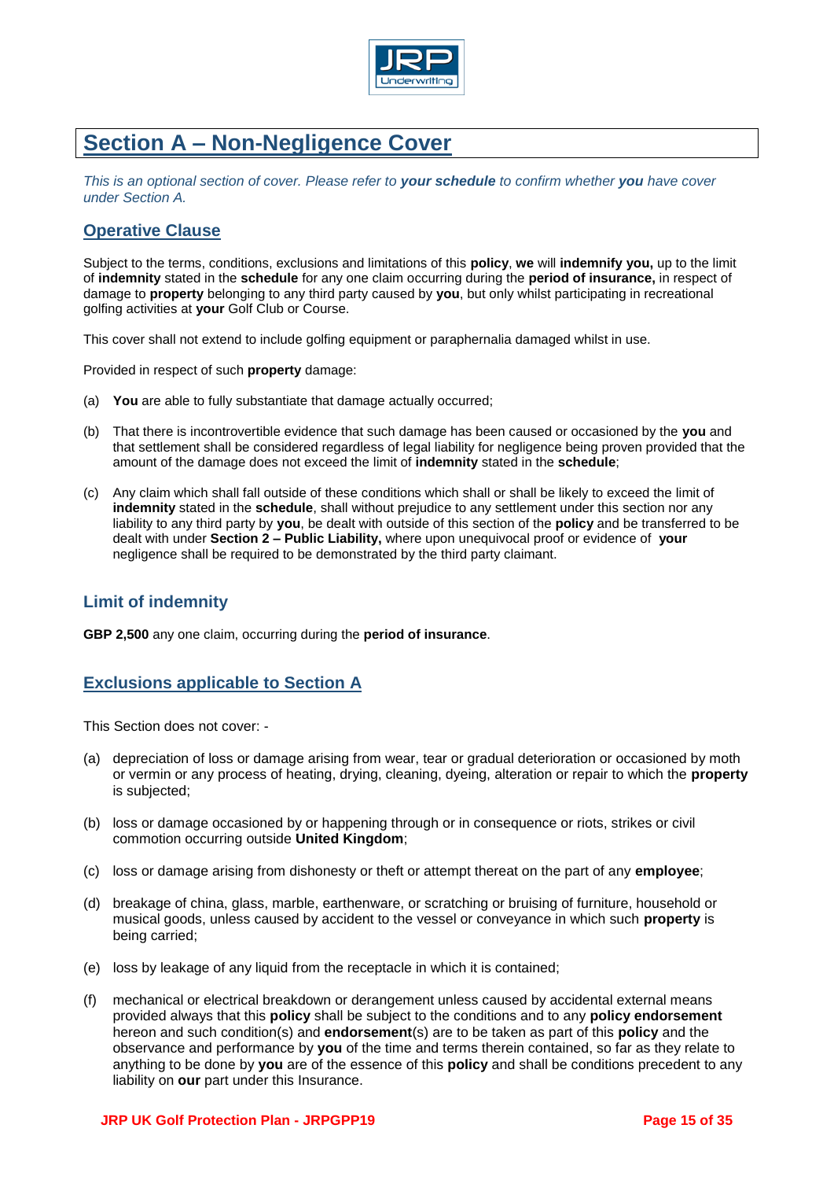# Section A – Non-Negligence Cover

*This is an optional section of cover. Please refer to **your schedule** to confirm whether **you** have cover under Section A.*

## Operative Clause

Subject to the terms, conditions, exclusions and limitations of this **policy**, **we** will **indemnify you,** up to the limit of **indemnity** stated in the **schedule** for any one claim occurring during the **period of insurance,** in respect of damage to **property** belonging to any third party caused by **you**, but only whilst participating in recreational golfing activities at **your** Golf Club or Course.

This cover shall not extend to include golfing equipment or paraphernalia damaged whilst in use.

Provided in respect of such **property** damage:

(a) **You** are able to fully substantiate that damage actually occurred;

(b) That there is incontrovertible evidence that such damage has been caused or occasioned by the **you** and that settlement shall be considered regardless of legal liability for negligence being proven provided that the amount of the damage does not exceed the limit of **indemnity** stated in the **schedule**;

(c) Any claim which shall fall outside of these conditions which shall or shall be likely to exceed the limit of **indemnity** stated in the **schedule**, shall without prejudice to any settlement under this section nor any liability to any third party by **you**, be dealt with outside of this section of the **policy** and be transferred to be dealt with under **Section 2 – Public Liability,** where upon unequivocal proof or evidence of **your** negligence shall be required to be demonstrated by the third party claimant.

## Limit of indemnity

**GBP 2,500** any one claim, occurring during the **period of insurance**.

## Exclusions applicable to Section A

This Section does not cover: -

(a) depreciation of loss or damage arising from wear, tear or gradual deterioration or occasioned by moth or vermin or any process of heating, drying, cleaning, dyeing, alteration or repair to which the **property** is subjected;

(b) loss or damage occasioned by or happening through or in consequence or riots, strikes or civil commotion occurring outside **United Kingdom**;

(c) loss or damage arising from dishonesty or theft or attempt thereat on the part of any **employee**;

(d) breakage of china, glass, marble, earthenware, or scratching or bruising of furniture, household or musical goods, unless caused by accident to the vessel or conveyance in which such **property** is being carried;

(e) loss by leakage of any liquid from the receptacle in which it is contained;

(f) mechanical or electrical breakdown or derangement unless caused by accidental external means provided always that this **policy** shall be subject to the conditions and to any **policy endorsement** hereon and such condition(s) and **endorsement**(s) are to be taken as part of this **policy** and the observance and performance by **you** of the time and terms therein contained, so far as they relate to anything to be done by **you** are of the essence of this **policy** and shall be conditions precedent to any liability on **our** part under this Insurance.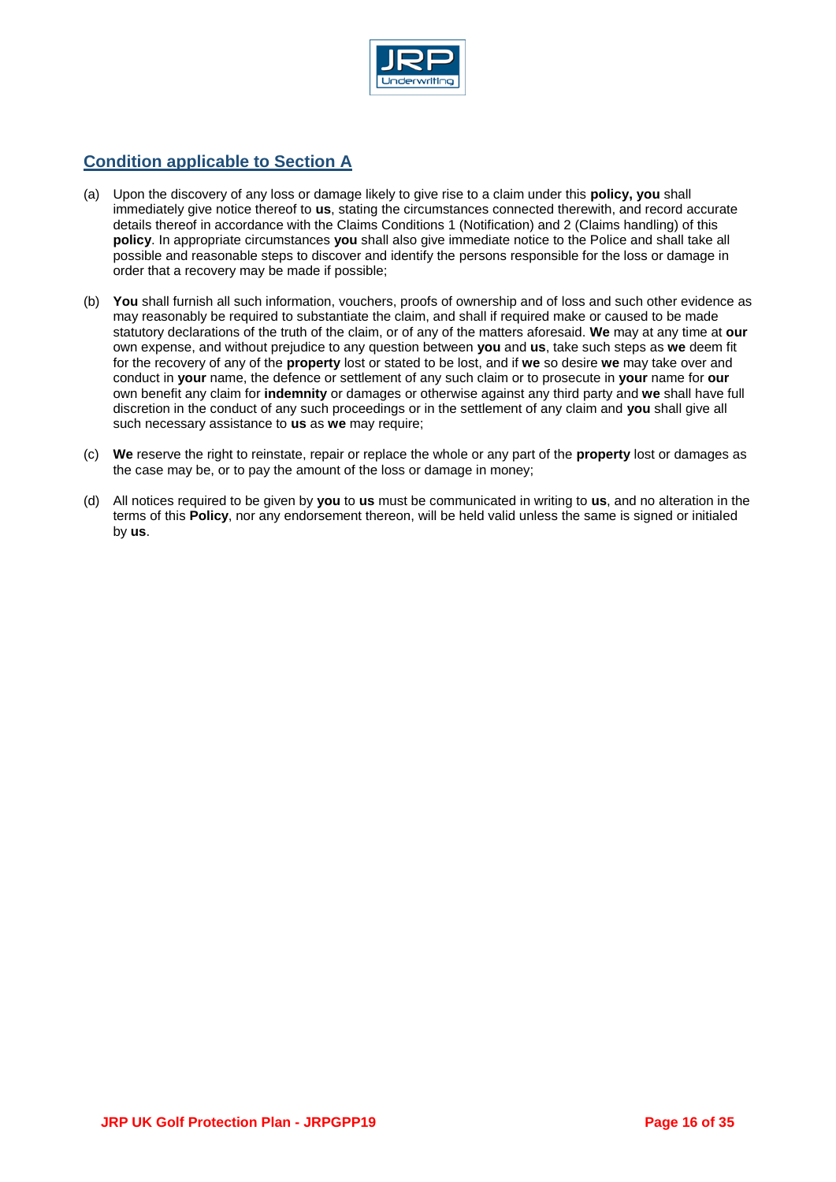## Condition applicable to Section A

(a) Upon the discovery of any loss or damage likely to give rise to a claim under this **policy, you** shall immediately give notice thereof to **us**, stating the circumstances connected therewith, and record accurate details thereof in accordance with the Claims Conditions 1 (Notification) and 2 (Claims handling) of this **policy**. In appropriate circumstances **you** shall also give immediate notice to the Police and shall take all possible and reasonable steps to discover and identify the persons responsible for the loss or damage in order that a recovery may be made if possible;

(b) **You** shall furnish all such information, vouchers, proofs of ownership and of loss and such other evidence as may reasonably be required to substantiate the claim, and shall if required make or caused to be made statutory declarations of the truth of the claim, or of any of the matters aforesaid. **We** may at any time at **our** own expense, and without prejudice to any question between **you** and **us**, take such steps as **we** deem fit for the recovery of any of the **property** lost or stated to be lost, and if **we** so desire **we** may take over and conduct in **your** name, the defence or settlement of any such claim or to prosecute in **your** name for **our** own benefit any claim for **indemnity** or damages or otherwise against any third party and **we** shall have full discretion in the conduct of any such proceedings or in the settlement of any claim and **you** shall give all such necessary assistance to **us** as **we** may require;

(c) **We** reserve the right to reinstate, repair or replace the whole or any part of the **property** lost or damages as the case may be, or to pay the amount of the loss or damage in money;

(d) All notices required to be given by **you** to **us** must be communicated in writing to **us**, and no alteration in the terms of this **Policy**, nor any endorsement thereon, will be held valid unless the same is signed or initialed by **us**.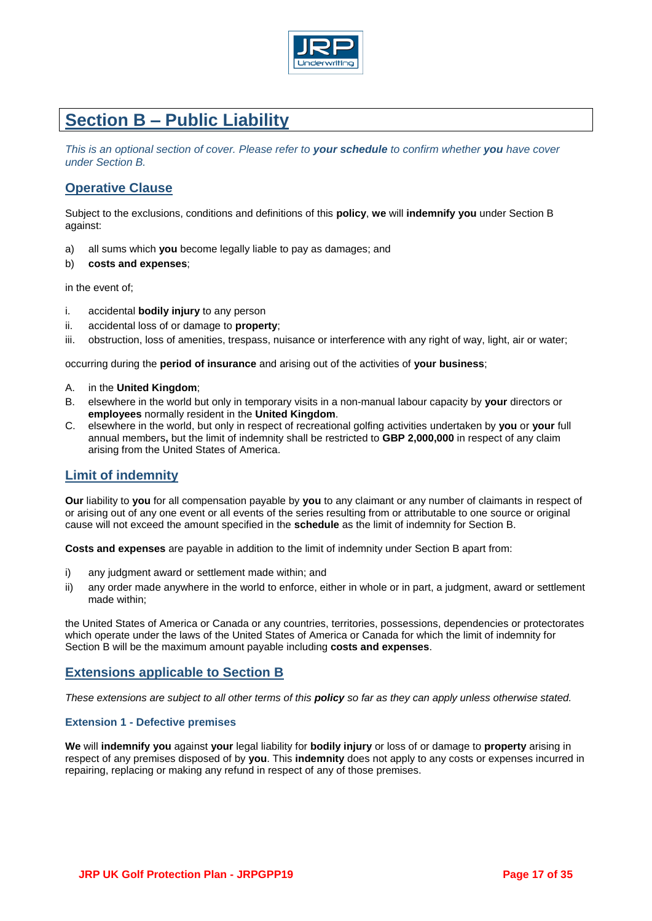# Section B – Public Liability

*This is an optional section of cover. Please refer to **your schedule** to confirm whether **you** have cover under Section B.*

## Operative Clause

Subject to the exclusions, conditions and definitions of this **policy**, **we** will **indemnify you** under Section B against:

a) all sums which **you** become legally liable to pay as damages; and

b) **costs and expenses**;

in the event of;

i. accidental **bodily injury** to any person

ii. accidental loss of or damage to **property**;

iii. obstruction, loss of amenities, trespass, nuisance or interference with any right of way, light, air or water;

occurring during the **period of insurance** and arising out of the activities of **your business**;

A. in the **United Kingdom**;

B. elsewhere in the world but only in temporary visits in a non-manual labour capacity by **your** directors or **employees** normally resident in the **United Kingdom**.

C. elsewhere in the world, but only in respect of recreational golfing activities undertaken by **you** or **your** full annual members**,** but the limit of indemnity shall be restricted to **GBP 2,000,000** in respect of any claim arising from the United States of America.

## Limit of indemnity

**Our** liability to **you** for all compensation payable by **you** to any claimant or any number of claimants in respect of or arising out of any one event or all events of the series resulting from or attributable to one source or original cause will not exceed the amount specified in the **schedule** as the limit of indemnity for Section B.

**Costs and expenses** are payable in addition to the limit of indemnity under Section B apart from:

i) any judgment award or settlement made within; and

ii) any order made anywhere in the world to enforce, either in whole or in part, a judgment, award or settlement made within;

the United States of America or Canada or any countries, territories, possessions, dependencies or protectorates which operate under the laws of the United States of America or Canada for which the limit of indemnity for Section B will be the maximum amount payable including **costs and expenses**.

## Extensions applicable to Section B

*These extensions are subject to all other terms of this **policy** so far as they can apply unless otherwise stated.*

### Extension 1 - Defective premises

**We** will **indemnify you** against **your** legal liability for **bodily injury** or loss of or damage to **property** arising in respect of any premises disposed of by **you**. This **indemnity** does not apply to any costs or expenses incurred in repairing, replacing or making any refund in respect of any of those premises.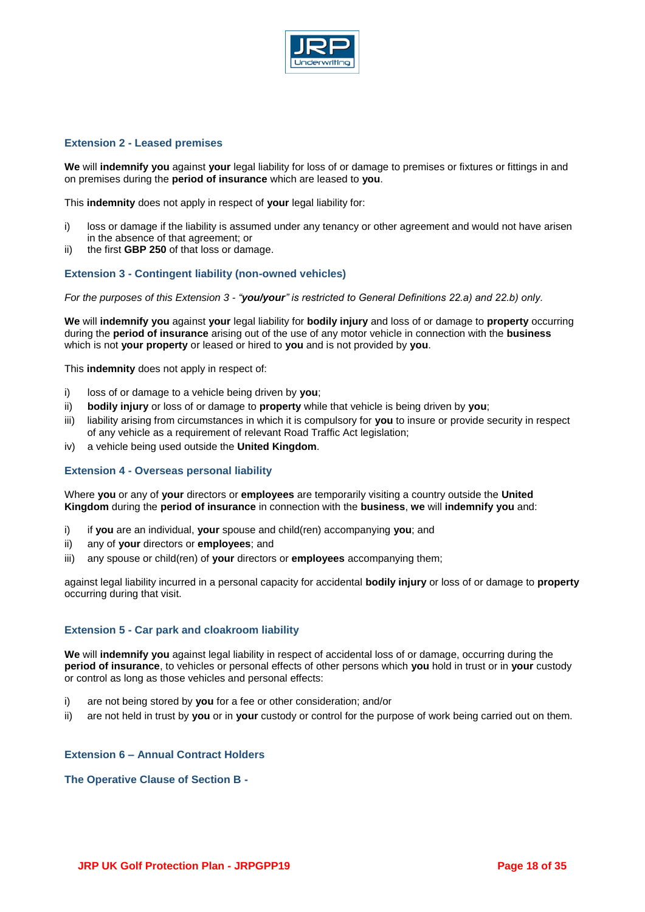### Extension 2 - Leased premises

**We** will **indemnify you** against **your** legal liability for loss of or damage to premises or fixtures or fittings in and on premises during the **period of insurance** which are leased to **you**.

This **indemnity** does not apply in respect of **your** legal liability for:

i) loss or damage if the liability is assumed under any tenancy or other agreement and would not have arisen in the absence of that agreement; or
ii) the first **GBP 250** of that loss or damage.

### Extension 3 - Contingent liability (non-owned vehicles)

*For the purposes of this Extension 3 - "**you/your**" is restricted to General Definitions 22.a) and 22.b) only.*

**We** will **indemnify you** against **your** legal liability for **bodily injury** and loss of or damage to **property** occurring during the **period of insurance** arising out of the use of any motor vehicle in connection with the **business** which is not **your property** or leased or hired to **you** and is not provided by **you**.

This **indemnity** does not apply in respect of:

i) loss of or damage to a vehicle being driven by **you**;
ii) **bodily injury** or loss of or damage to **property** while that vehicle is being driven by **you**;
iii) liability arising from circumstances in which it is compulsory for **you** to insure or provide security in respect of any vehicle as a requirement of relevant Road Traffic Act legislation;
iv) a vehicle being used outside the **United Kingdom**.

### Extension 4 - Overseas personal liability

Where **you** or any of **your** directors or **employees** are temporarily visiting a country outside the **United Kingdom** during the **period of insurance** in connection with the **business**, **we** will **indemnify you** and:

i) if **you** are an individual, **your** spouse and child(ren) accompanying **you**; and
ii) any of **your** directors or **employees**; and
iii) any spouse or child(ren) of **your** directors or **employees** accompanying them;

against legal liability incurred in a personal capacity for accidental **bodily injury** or loss of or damage to **property** occurring during that visit.

### Extension 5 - Car park and cloakroom liability

**We** will **indemnify you** against legal liability in respect of accidental loss of or damage, occurring during the **period of insurance**, to vehicles or personal effects of other persons which **you** hold in trust or in **your** custody or control as long as those vehicles and personal effects:

i) are not being stored by **you** for a fee or other consideration; and/or
ii) are not held in trust by **you** or in **your** custody or control for the purpose of work being carried out on them.

### Extension 6 – Annual Contract Holders

### The Operative Clause of Section B -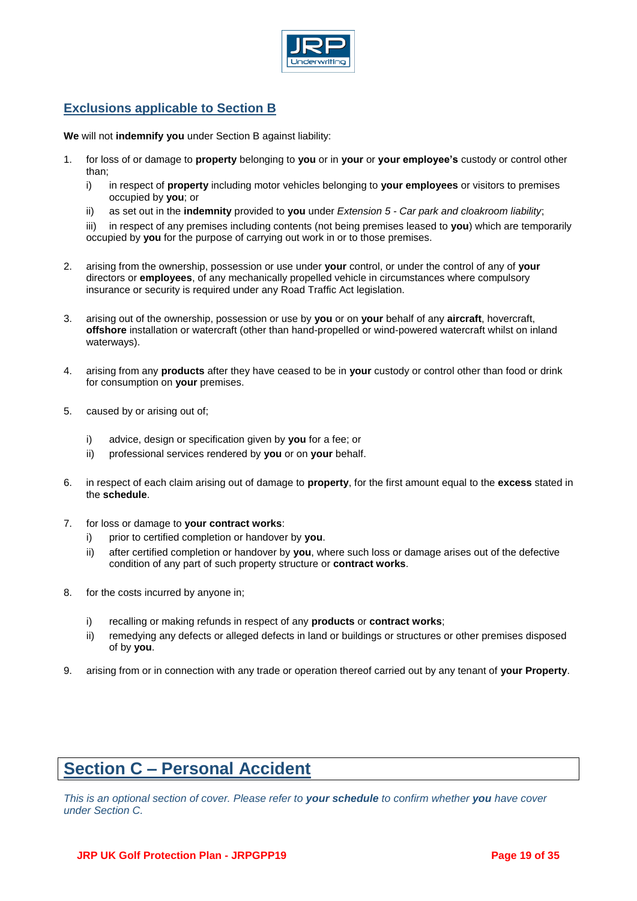## Exclusions applicable to Section B

**We** will not **indemnify you** under Section B against liability:

1. for loss of or damage to **property** belonging to **you** or in **your** or **your employee's** custody or control other than;
   i) in respect of **property** including motor vehicles belonging to **your employees** or visitors to premises occupied by **you**; or
   ii) as set out in the **indemnity** provided to **you** under *Extension 5 - Car park and cloakroom liability*;
   iii) in respect of any premises including contents (not being premises leased to **you**) which are temporarily occupied by **you** for the purpose of carrying out work in or to those premises.

2. arising from the ownership, possession or use under **your** control, or under the control of any of **your** directors or **employees**, of any mechanically propelled vehicle in circumstances where compulsory insurance or security is required under any Road Traffic Act legislation.

3. arising out of the ownership, possession or use by **you** or on **your** behalf of any **aircraft**, hovercraft, **offshore** installation or watercraft (other than hand-propelled or wind-powered watercraft whilst on inland waterways).

4. arising from any **products** after they have ceased to be in **your** custody or control other than food or drink for consumption on **your** premises.

5. caused by or arising out of;
   i) advice, design or specification given by **you** for a fee; or
   ii) professional services rendered by **you** or on **your** behalf.

6. in respect of each claim arising out of damage to **property**, for the first amount equal to the **excess** stated in the **schedule**.

7. for loss or damage to **your contract works**:
   i) prior to certified completion or handover by **you**.
   ii) after certified completion or handover by **you**, where such loss or damage arises out of the defective condition of any part of such property structure or **contract works**.

8. for the costs incurred by anyone in;
   i) recalling or making refunds in respect of any **products** or **contract works**;
   ii) remedying any defects or alleged defects in land or buildings or structures or other premises disposed of by **you**.

9. arising from or in connection with any trade or operation thereof carried out by any tenant of **your Property**.

# Section C – Personal Accident

*This is an optional section of cover. Please refer to **your schedule** to confirm whether **you** have cover under Section C.*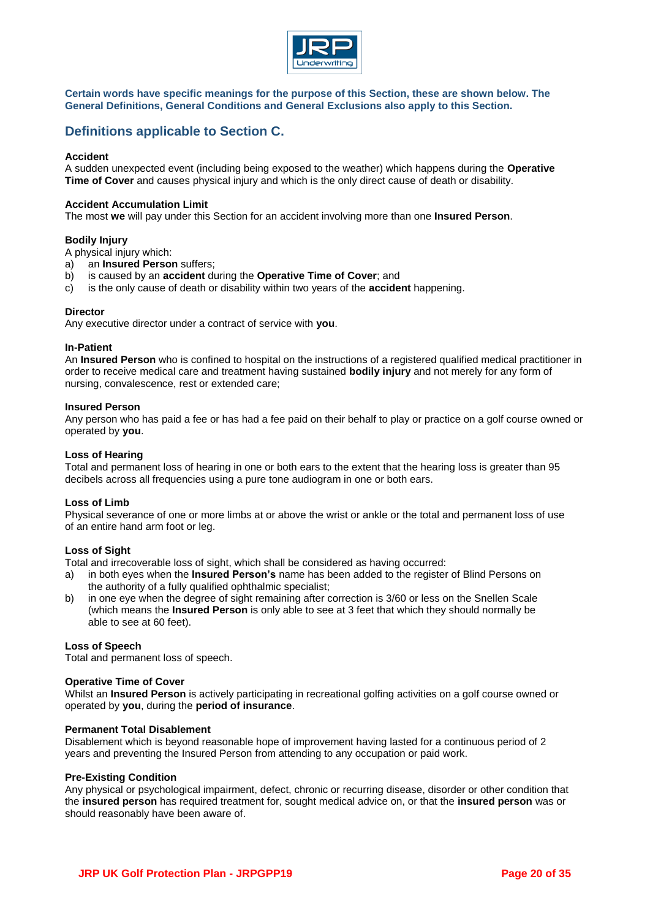**Certain words have specific meanings for the purpose of this Section, these are shown below. The General Definitions, General Conditions and General Exclusions also apply to this Section.**

## Definitions applicable to Section C.

**Accident**
A sudden unexpected event (including being exposed to the weather) which happens during the **Operative Time of Cover** and causes physical injury and which is the only direct cause of death or disability.

**Accident Accumulation Limit**
The most **we** will pay under this Section for an accident involving more than one **Insured Person**.

**Bodily Injury**
A physical injury which:

a) an **Insured Person** suffers;
b) is caused by an **accident** during the **Operative Time of Cover**; and
c) is the only cause of death or disability within two years of the **accident** happening.

**Director**
Any executive director under a contract of service with **you**.

**In-Patient**
An **Insured Person** who is confined to hospital on the instructions of a registered qualified medical practitioner in order to receive medical care and treatment having sustained **bodily injury** and not merely for any form of nursing, convalescence, rest or extended care;

**Insured Person**
Any person who has paid a fee or has had a fee paid on their behalf to play or practice on a golf course owned or operated by **you**.

**Loss of Hearing**
Total and permanent loss of hearing in one or both ears to the extent that the hearing loss is greater than 95 decibels across all frequencies using a pure tone audiogram in one or both ears.

**Loss of Limb**
Physical severance of one or more limbs at or above the wrist or ankle or the total and permanent loss of use of an entire hand arm foot or leg.

**Loss of Sight**
Total and irrecoverable loss of sight, which shall be considered as having occurred:

a) in both eyes when the **Insured Person's** name has been added to the register of Blind Persons on the authority of a fully qualified ophthalmic specialist;
b) in one eye when the degree of sight remaining after correction is 3/60 or less on the Snellen Scale (which means the **Insured Person** is only able to see at 3 feet that which they should normally be able to see at 60 feet).

**Loss of Speech**
Total and permanent loss of speech.

**Operative Time of Cover**
Whilst an **Insured Person** is actively participating in recreational golfing activities on a golf course owned or operated by **you**, during the **period of insurance**.

**Permanent Total Disablement**
Disablement which is beyond reasonable hope of improvement having lasted for a continuous period of 2 years and preventing the Insured Person from attending to any occupation or paid work.

**Pre-Existing Condition**
Any physical or psychological impairment, defect, chronic or recurring disease, disorder or other condition that the **insured person** has required treatment for, sought medical advice on, or that the **insured person** was or should reasonably have been aware of.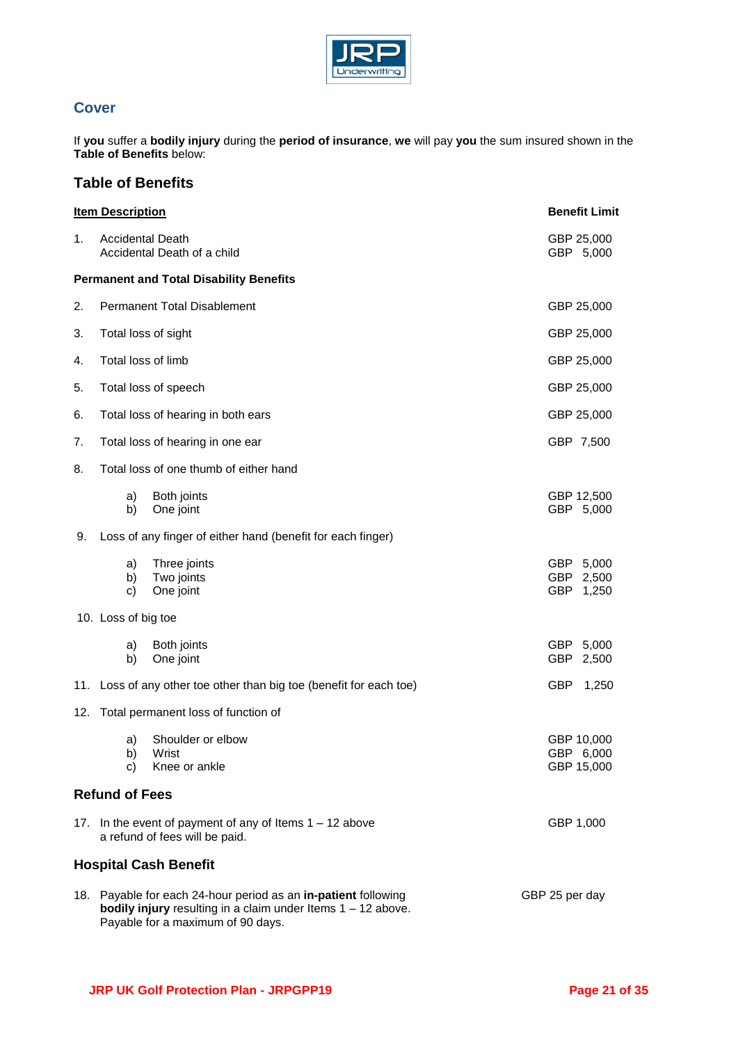## Cover

If **you** suffer a **bodily injury** during the **period of insurance**, **we** will pay **you** the sum insured shown in the **Table of Benefits** below:

## Table of Benefits

| **Item Description** | **Benefit Limit** |
|---|---|
| 1. Accidental Death | GBP 25,000 |
| Accidental Death of a child | GBP 5,000 |
| **Permanent and Total Disability Benefits** | |
| 2. Permanent Total Disablement | GBP 25,000 |
| 3. Total loss of sight | GBP 25,000 |
| 4. Total loss of limb | GBP 25,000 |
| 5. Total loss of speech | GBP 25,000 |
| 6. Total loss of hearing in both ears | GBP 25,000 |
| 7. Total loss of hearing in one ear | GBP 7,500 |
| 8. Total loss of one thumb of either hand | |
| a) Both joints | GBP 12,500 |
| b) One joint | GBP 5,000 |
| 9. Loss of any finger of either hand (benefit for each finger) | |
| a) Three joints | GBP 5,000 |
| b) Two joints | GBP 2,500 |
| c) One joint | GBP 1,250 |
| 10. Loss of big toe | |
| a) Both joints | GBP 5,000 |
| b) One joint | GBP 2,500 |
| 11. Loss of any other toe other than big toe (benefit for each toe) | GBP 1,250 |
| 12. Total permanent loss of function of | |
| a) Shoulder or elbow | GBP 10,000 |
| b) Wrist | GBP 6,000 |
| c) Knee or ankle | GBP 15,000 |

### Refund of Fees

| | |
|---|---|
| 17. In the event of payment of any of Items 1 – 12 above a refund of fees will be paid. | GBP 1,000 |

### Hospital Cash Benefit

| | |
|---|---|
| 18. Payable for each 24-hour period as an **in-patient** following **bodily injury** resulting in a claim under Items 1 – 12 above. Payable for a maximum of 90 days. | GBP 25 per day |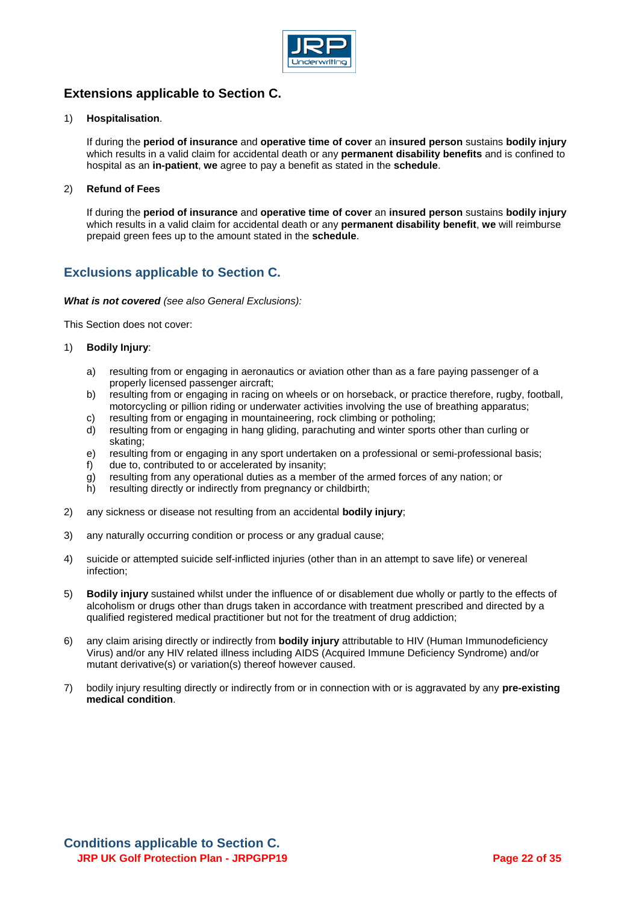## Extensions applicable to Section C.

1) **Hospitalisation**.

   If during the **period of insurance** and **operative time of cover** an **insured person** sustains **bodily injury** which results in a valid claim for accidental death or any **permanent disability benefits** and is confined to hospital as an **in-patient**, **we** agree to pay a benefit as stated in the **schedule**.

2) **Refund of Fees**

   If during the **period of insurance** and **operative time of cover** an **insured person** sustains **bodily injury** which results in a valid claim for accidental death or any **permanent disability benefit**, **we** will reimburse prepaid green fees up to the amount stated in the **schedule**.

## Exclusions applicable to Section C.

***What is not covered*** *(see also General Exclusions):*

This Section does not cover:

1) **Bodily Injury**:

   a) resulting from or engaging in aeronautics or aviation other than as a fare paying passenger of a properly licensed passenger aircraft;
   b) resulting from or engaging in racing on wheels or on horseback, or practice therefore, rugby, football, motorcycling or pillion riding or underwater activities involving the use of breathing apparatus;
   c) resulting from or engaging in mountaineering, rock climbing or potholing;
   d) resulting from or engaging in hang gliding, parachuting and winter sports other than curling or skating;
   e) resulting from or engaging in any sport undertaken on a professional or semi-professional basis;
   f) due to, contributed to or accelerated by insanity;
   g) resulting from any operational duties as a member of the armed forces of any nation; or
   h) resulting directly or indirectly from pregnancy or childbirth;

2) any sickness or disease not resulting from an accidental **bodily injury**;

3) any naturally occurring condition or process or any gradual cause;

4) suicide or attempted suicide self-inflicted injuries (other than in an attempt to save life) or venereal infection;

5) **Bodily injury** sustained whilst under the influence of or disablement due wholly or partly to the effects of alcoholism or drugs other than drugs taken in accordance with treatment prescribed and directed by a qualified registered medical practitioner but not for the treatment of drug addiction;

6) any claim arising directly or indirectly from **bodily injury** attributable to HIV (Human Immunodeficiency Virus) and/or any HIV related illness including AIDS (Acquired Immune Deficiency Syndrome) and/or mutant derivative(s) or variation(s) thereof however caused.

7) bodily injury resulting directly or indirectly from or in connection with or is aggravated by any **pre-existing medical condition**.

## Conditions applicable to Section C.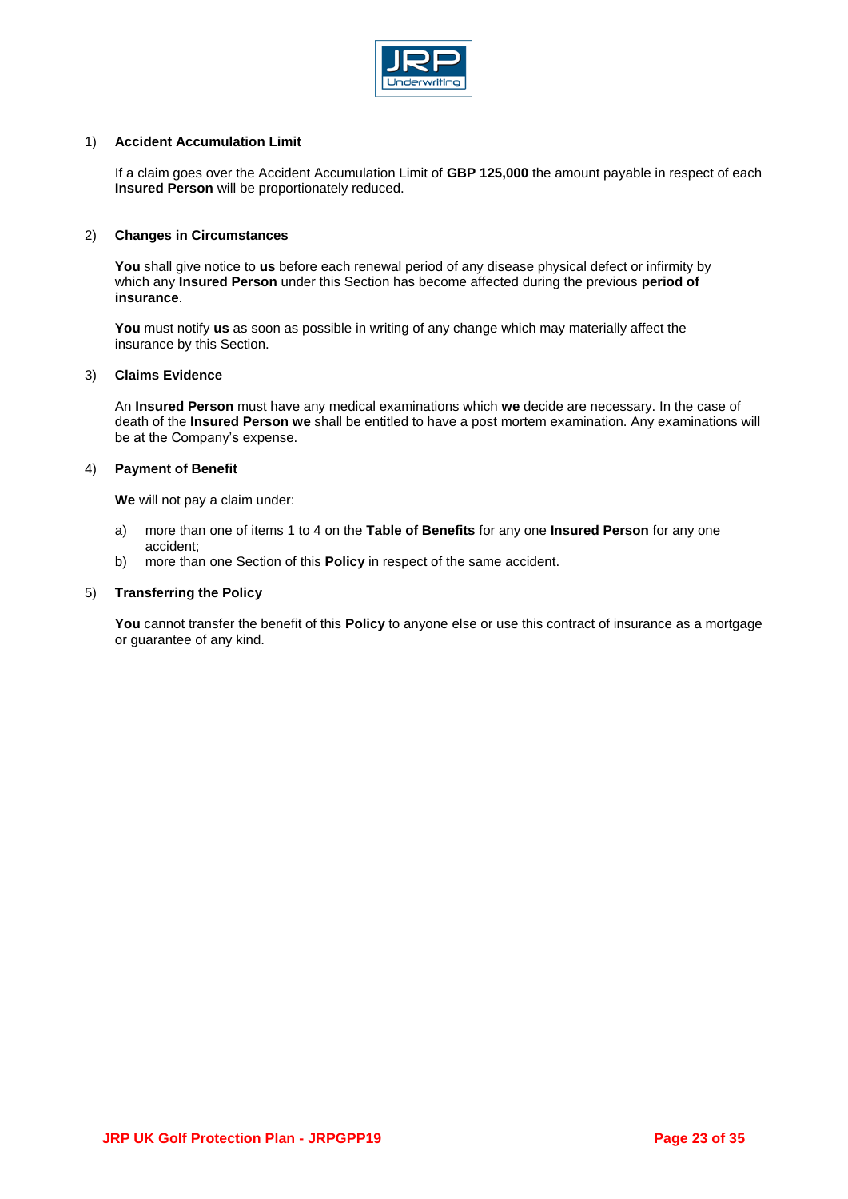1) **Accident Accumulation Limit**

If a claim goes over the Accident Accumulation Limit of **GBP 125,000** the amount payable in respect of each **Insured Person** will be proportionately reduced.

2) **Changes in Circumstances**

**You** shall give notice to **us** before each renewal period of any disease physical defect or infirmity by which any **Insured Person** under this Section has become affected during the previous **period of insurance**.

**You** must notify **us** as soon as possible in writing of any change which may materially affect the insurance by this Section.

3) **Claims Evidence**

An **Insured Person** must have any medical examinations which **we** decide are necessary. In the case of death of the **Insured Person we** shall be entitled to have a post mortem examination. Any examinations will be at the Company's expense.

4) **Payment of Benefit**

**We** will not pay a claim under:

a) more than one of items 1 to 4 on the **Table of Benefits** for any one **Insured Person** for any one accident;
b) more than one Section of this **Policy** in respect of the same accident.

5) **Transferring the Policy**

**You** cannot transfer the benefit of this **Policy** to anyone else or use this contract of insurance as a mortgage or guarantee of any kind.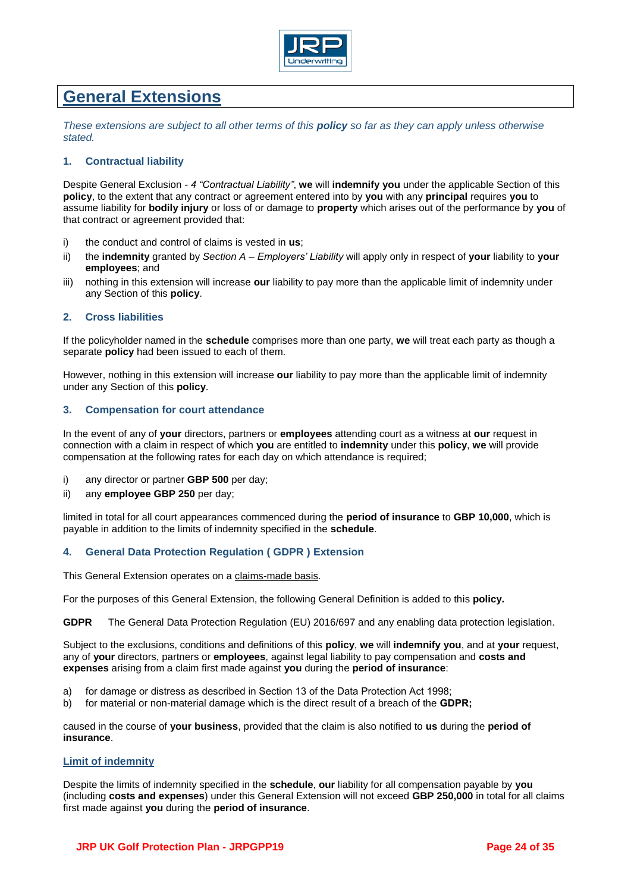# General Extensions

*These extensions are subject to all other terms of this **policy** so far as they can apply unless otherwise stated.*

### 1. Contractual liability

Despite General Exclusion - *4 "Contractual Liability"*, **we** will **indemnify you** under the applicable Section of this **policy**, to the extent that any contract or agreement entered into by **you** with any **principal** requires **you** to assume liability for **bodily injury** or loss of or damage to **property** which arises out of the performance by **you** of that contract or agreement provided that:

i) the conduct and control of claims is vested in **us**;

ii) the **indemnity** granted by *Section A – Employers' Liability* will apply only in respect of **your** liability to **your employees**; and

iii) nothing in this extension will increase **our** liability to pay more than the applicable limit of indemnity under any Section of this **policy**.

### 2. Cross liabilities

If the policyholder named in the **schedule** comprises more than one party, **we** will treat each party as though a separate **policy** had been issued to each of them.

However, nothing in this extension will increase **our** liability to pay more than the applicable limit of indemnity under any Section of this **policy**.

### 3. Compensation for court attendance

In the event of any of **your** directors, partners or **employees** attending court as a witness at **our** request in connection with a claim in respect of which **you** are entitled to **indemnity** under this **policy**, **we** will provide compensation at the following rates for each day on which attendance is required;

i) any director or partner **GBP 500** per day;

ii) any **employee GBP 250** per day;

limited in total for all court appearances commenced during the **period of insurance** to **GBP 10,000**, which is payable in addition to the limits of indemnity specified in the **schedule**.

### 4. General Data Protection Regulation ( GDPR ) Extension

This General Extension operates on a claims-made basis.

For the purposes of this General Extension, the following General Definition is added to this **policy.**

**GDPR** The General Data Protection Regulation (EU) 2016/697 and any enabling data protection legislation.

Subject to the exclusions, conditions and definitions of this **policy**, **we** will **indemnify you**, and at **your** request, any of **your** directors, partners or **employees**, against legal liability to pay compensation and **costs and expenses** arising from a claim first made against **you** during the **period of insurance**:

a) for damage or distress as described in Section 13 of the Data Protection Act 1998;

b) for material or non-material damage which is the direct result of a breach of the **GDPR;**

caused in the course of **your business**, provided that the claim is also notified to **us** during the **period of insurance**.

#### Limit of indemnity

Despite the limits of indemnity specified in the **schedule**, **our** liability for all compensation payable by **you** (including **costs and expenses**) under this General Extension will not exceed **GBP 250,000** in total for all claims first made against **you** during the **period of insurance**.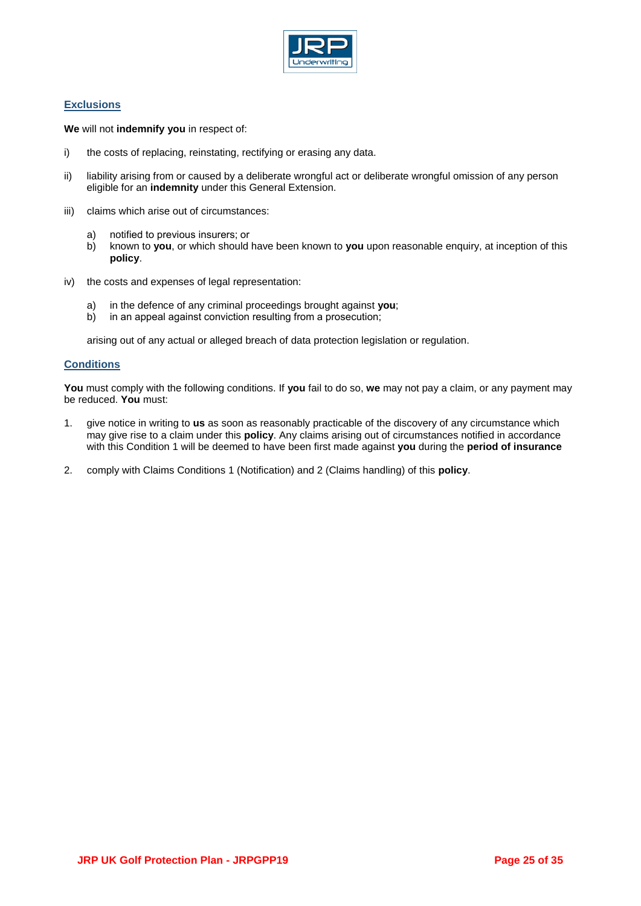## Exclusions

**We** will not **indemnify you** in respect of:

i) the costs of replacing, reinstating, rectifying or erasing any data.

ii) liability arising from or caused by a deliberate wrongful act or deliberate wrongful omission of any person eligible for an **indemnity** under this General Extension.

iii) claims which arise out of circumstances:

   a) notified to previous insurers; or
   b) known to **you**, or which should have been known to **you** upon reasonable enquiry, at inception of this **policy**.

iv) the costs and expenses of legal representation:

   a) in the defence of any criminal proceedings brought against **you**;
   b) in an appeal against conviction resulting from a prosecution;

   arising out of any actual or alleged breach of data protection legislation or regulation.

## Conditions

**You** must comply with the following conditions. If **you** fail to do so, **we** may not pay a claim, or any payment may be reduced. **You** must:

1. give notice in writing to **us** as soon as reasonably practicable of the discovery of any circumstance which may give rise to a claim under this **policy**. Any claims arising out of circumstances notified in accordance with this Condition 1 will be deemed to have been first made against **you** during the **period of insurance**

2. comply with Claims Conditions 1 (Notification) and 2 (Claims handling) of this **policy**.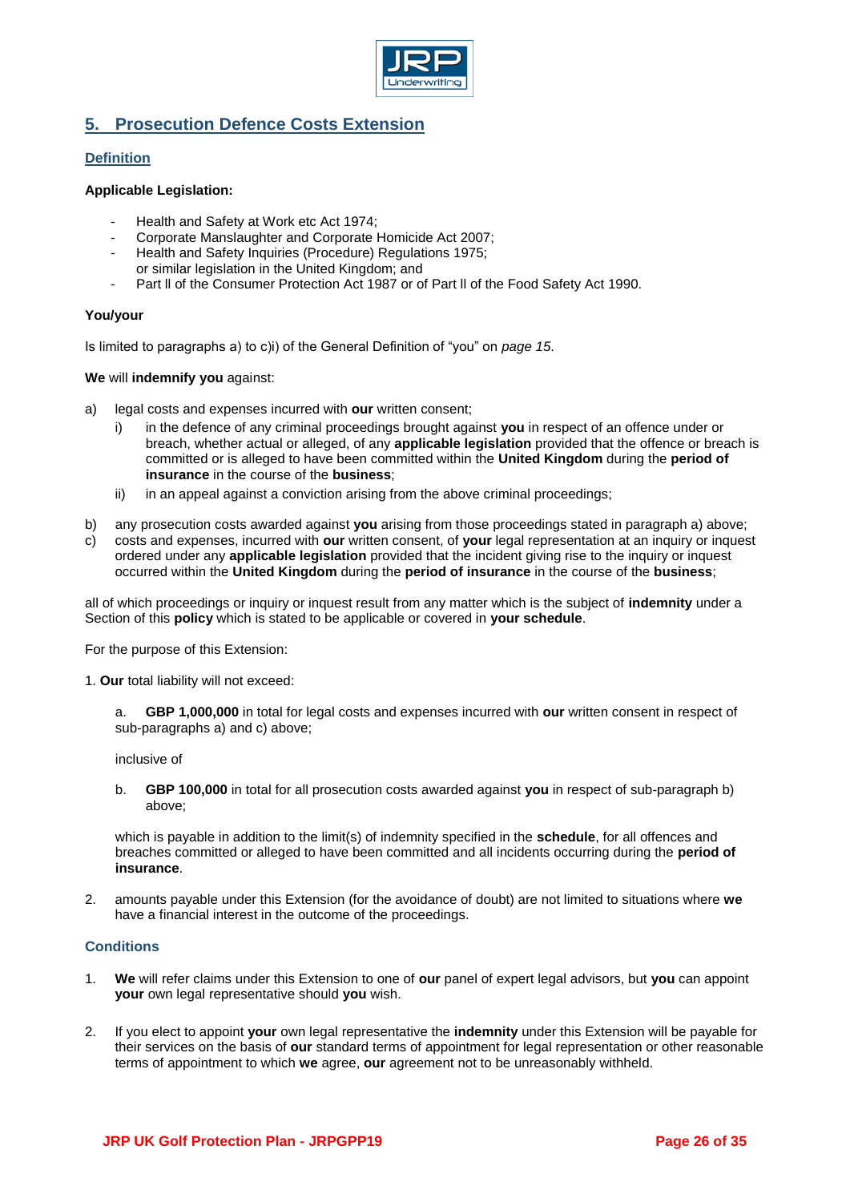## 5. Prosecution Defence Costs Extension

### Definition

**Applicable Legislation:**

- Health and Safety at Work etc Act 1974;
- Corporate Manslaughter and Corporate Homicide Act 2007;
- Health and Safety Inquiries (Procedure) Regulations 1975;
  or similar legislation in the United Kingdom; and
- Part ll of the Consumer Protection Act 1987 or of Part ll of the Food Safety Act 1990.

**You/your**

Is limited to paragraphs a) to c)i) of the General Definition of "you" on *page 15*.

**We** will **indemnify you** against:

a) legal costs and expenses incurred with **our** written consent;
   i) in the defence of any criminal proceedings brought against **you** in respect of an offence under or breach, whether actual or alleged, of any **applicable legislation** provided that the offence or breach is committed or is alleged to have been committed within the **United Kingdom** during the **period of insurance** in the course of the **business**;
   ii) in an appeal against a conviction arising from the above criminal proceedings;

b) any prosecution costs awarded against **you** arising from those proceedings stated in paragraph a) above;

c) costs and expenses, incurred with **our** written consent, of **your** legal representation at an inquiry or inquest ordered under any **applicable legislation** provided that the incident giving rise to the inquiry or inquest occurred within the **United Kingdom** during the **period of insurance** in the course of the **business**;

all of which proceedings or inquiry or inquest result from any matter which is the subject of **indemnity** under a Section of this **policy** which is stated to be applicable or covered in **your schedule**.

For the purpose of this Extension:

1. **Our** total liability will not exceed:

   a. **GBP 1,000,000** in total for legal costs and expenses incurred with **our** written consent in respect of sub-paragraphs a) and c) above;

   inclusive of

   b. **GBP 100,000** in total for all prosecution costs awarded against **you** in respect of sub-paragraph b) above;

   which is payable in addition to the limit(s) of indemnity specified in the **schedule**, for all offences and breaches committed or alleged to have been committed and all incidents occurring during the **period of insurance**.

2. amounts payable under this Extension (for the avoidance of doubt) are not limited to situations where **we** have a financial interest in the outcome of the proceedings.

### Conditions

1. **We** will refer claims under this Extension to one of **our** panel of expert legal advisors, but **you** can appoint **your** own legal representative should **you** wish.

2. If you elect to appoint **your** own legal representative the **indemnity** under this Extension will be payable for their services on the basis of **our** standard terms of appointment for legal representation or other reasonable terms of appointment to which **we** agree, **our** agreement not to be unreasonably withheld.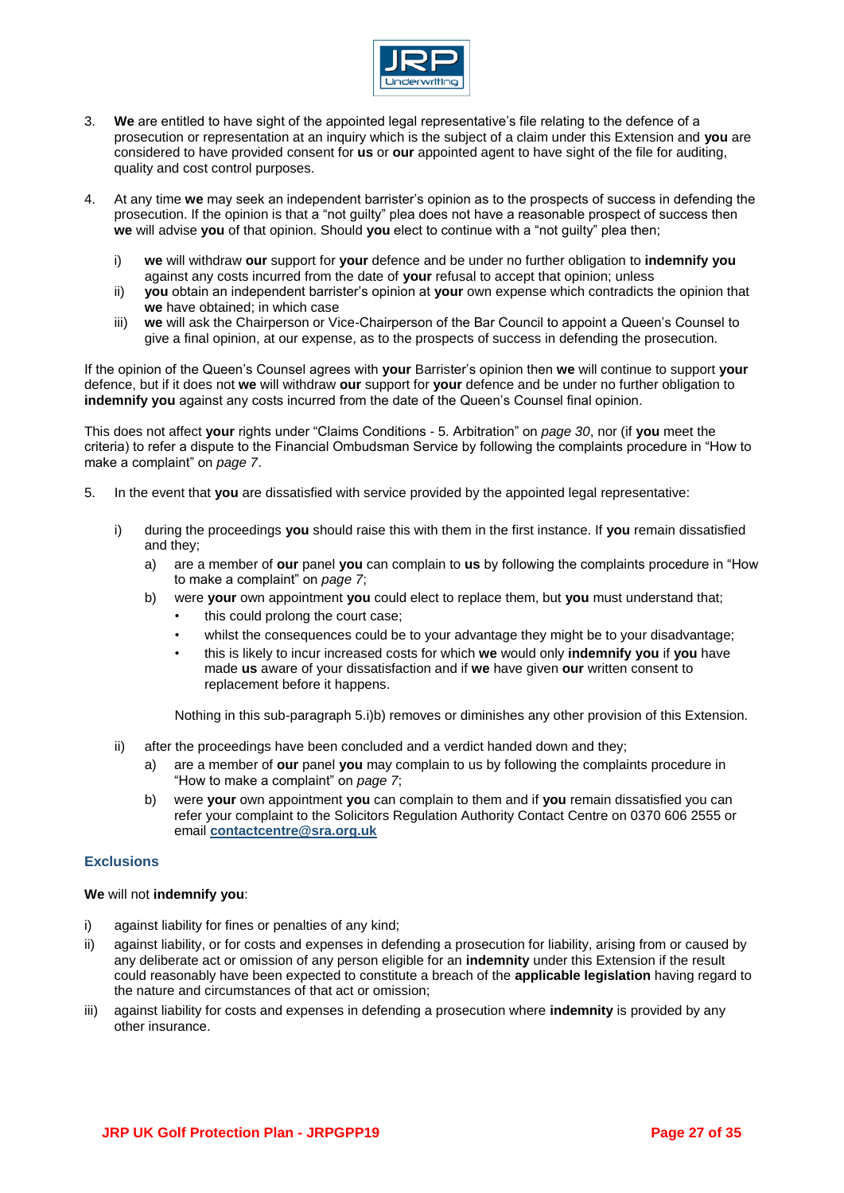3. **We** are entitled to have sight of the appointed legal representative's file relating to the defence of a prosecution or representation at an inquiry which is the subject of a claim under this Extension and **you** are considered to have provided consent for **us** or **our** appointed agent to have sight of the file for auditing, quality and cost control purposes.

4. At any time **we** may seek an independent barrister's opinion as to the prospects of success in defending the prosecution. If the opinion is that a "not guilty" plea does not have a reasonable prospect of success then **we** will advise **you** of that opinion. Should **you** elect to continue with a "not guilty" plea then;

   i) **we** will withdraw **our** support for **your** defence and be under no further obligation to **indemnify you** against any costs incurred from the date of **your** refusal to accept that opinion; unless
   ii) **you** obtain an independent barrister's opinion at **your** own expense which contradicts the opinion that **we** have obtained; in which case
   iii) **we** will ask the Chairperson or Vice-Chairperson of the Bar Council to appoint a Queen's Counsel to give a final opinion, at our expense, as to the prospects of success in defending the prosecution.

If the opinion of the Queen's Counsel agrees with **your** Barrister's opinion then **we** will continue to support **your** defence, but if it does not **we** will withdraw **our** support for **your** defence and be under no further obligation to **indemnify you** against any costs incurred from the date of the Queen's Counsel final opinion.

This does not affect **your** rights under "Claims Conditions - 5. Arbitration" on *page 30*, nor (if **you** meet the criteria) to refer a dispute to the Financial Ombudsman Service by following the complaints procedure in "How to make a complaint" on *page 7*.

5. In the event that **you** are dissatisfied with service provided by the appointed legal representative:

   i) during the proceedings **you** should raise this with them in the first instance. If **you** remain dissatisfied and they;
      a) are a member of **our** panel **you** can complain to **us** by following the complaints procedure in "How to make a complaint" on *page 7*;
      b) were **your** own appointment **you** could elect to replace them, but **you** must understand that;
         - this could prolong the court case;
         - whilst the consequences could be to your advantage they might be to your disadvantage;
         - this is likely to incur increased costs for which **we** would only **indemnify you** if **you** have made **us** aware of your dissatisfaction and if **we** have given **our** written consent to replacement before it happens.

      Nothing in this sub-paragraph 5.i)b) removes or diminishes any other provision of this Extension.

   ii) after the proceedings have been concluded and a verdict handed down and they;
      a) are a member of **our** panel **you** may complain to us by following the complaints procedure in "How to make a complaint" on *page 7*;
      b) were **your** own appointment **you** can complain to them and if **you** remain dissatisfied you can refer your complaint to the Solicitors Regulation Authority Contact Centre on 0370 606 2555 or email **contactcentre@sra.org.uk**

### Exclusions

**We** will not **indemnify you**:

i) against liability for fines or penalties of any kind;
ii) against liability, or for costs and expenses in defending a prosecution for liability, arising from or caused by any deliberate act or omission of any person eligible for an **indemnity** under this Extension if the result could reasonably have been expected to constitute a breach of the **applicable legislation** having regard to the nature and circumstances of that act or omission;
iii) against liability for costs and expenses in defending a prosecution where **indemnity** is provided by any other insurance.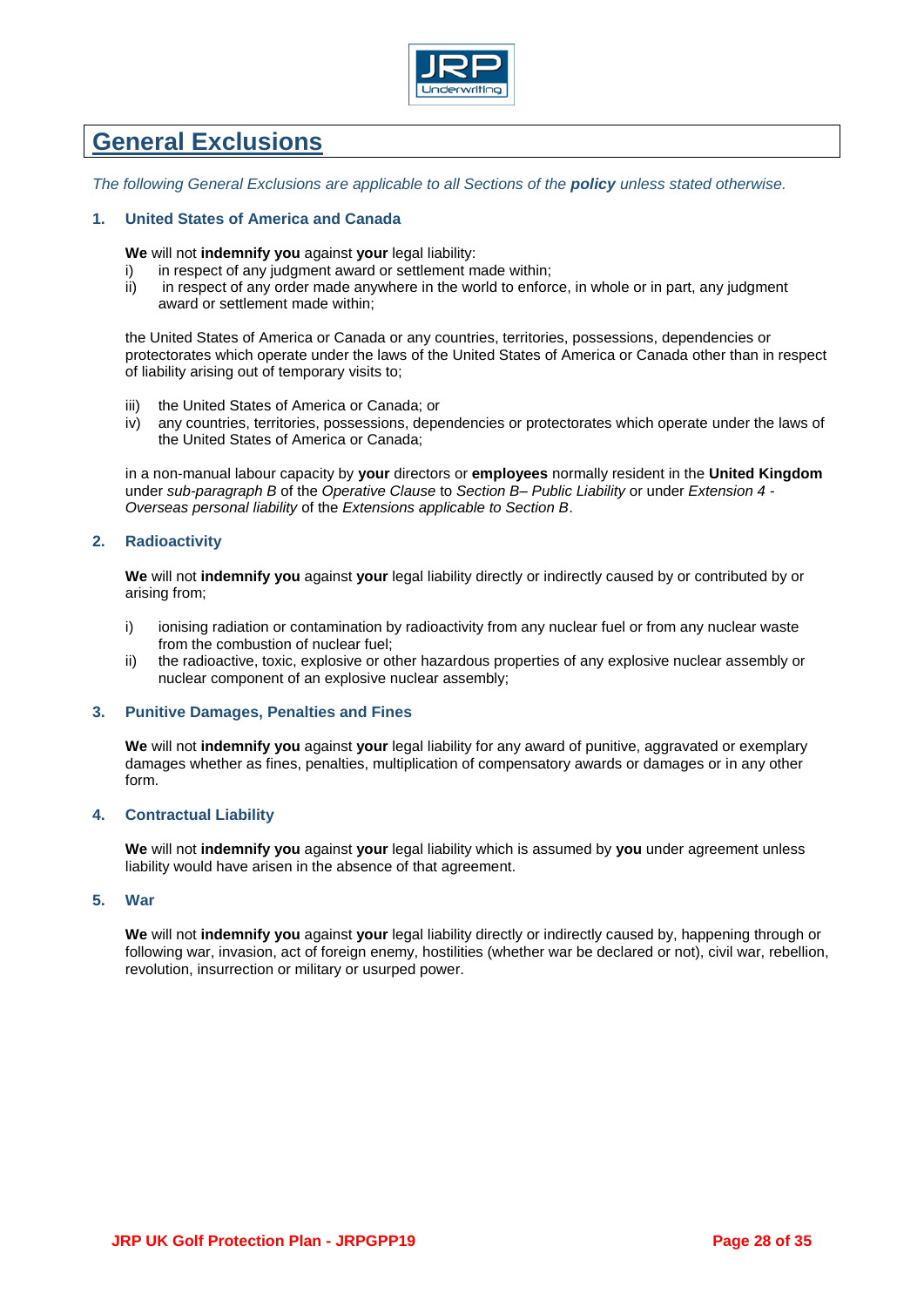# General Exclusions

*The following General Exclusions are applicable to all Sections of the **policy** unless stated otherwise.*

### 1. United States of America and Canada

**We** will not **indemnify you** against **your** legal liability:

i) in respect of any judgment award or settlement made within;
ii) in respect of any order made anywhere in the world to enforce, in whole or in part, any judgment award or settlement made within;

the United States of America or Canada or any countries, territories, possessions, dependencies or protectorates which operate under the laws of the United States of America or Canada other than in respect of liability arising out of temporary visits to;

iii) the United States of America or Canada; or
iv) any countries, territories, possessions, dependencies or protectorates which operate under the laws of the United States of America or Canada;

in a non-manual labour capacity by **your** directors or **employees** normally resident in the **United Kingdom** under *sub-paragraph B* of the *Operative Clause* to *Section B– Public Liability* or under *Extension 4 - Overseas personal liability* of the *Extensions applicable to Section B*.

### 2. Radioactivity

**We** will not **indemnify you** against **your** legal liability directly or indirectly caused by or contributed by or arising from;

i) ionising radiation or contamination by radioactivity from any nuclear fuel or from any nuclear waste from the combustion of nuclear fuel;
ii) the radioactive, toxic, explosive or other hazardous properties of any explosive nuclear assembly or nuclear component of an explosive nuclear assembly;

### 3. Punitive Damages, Penalties and Fines

**We** will not **indemnify you** against **your** legal liability for any award of punitive, aggravated or exemplary damages whether as fines, penalties, multiplication of compensatory awards or damages or in any other form.

### 4. Contractual Liability

**We** will not **indemnify you** against **your** legal liability which is assumed by **you** under agreement unless liability would have arisen in the absence of that agreement.

### 5. War

**We** will not **indemnify you** against **your** legal liability directly or indirectly caused by, happening through or following war, invasion, act of foreign enemy, hostilities (whether war be declared or not), civil war, rebellion, revolution, insurrection or military or usurped power.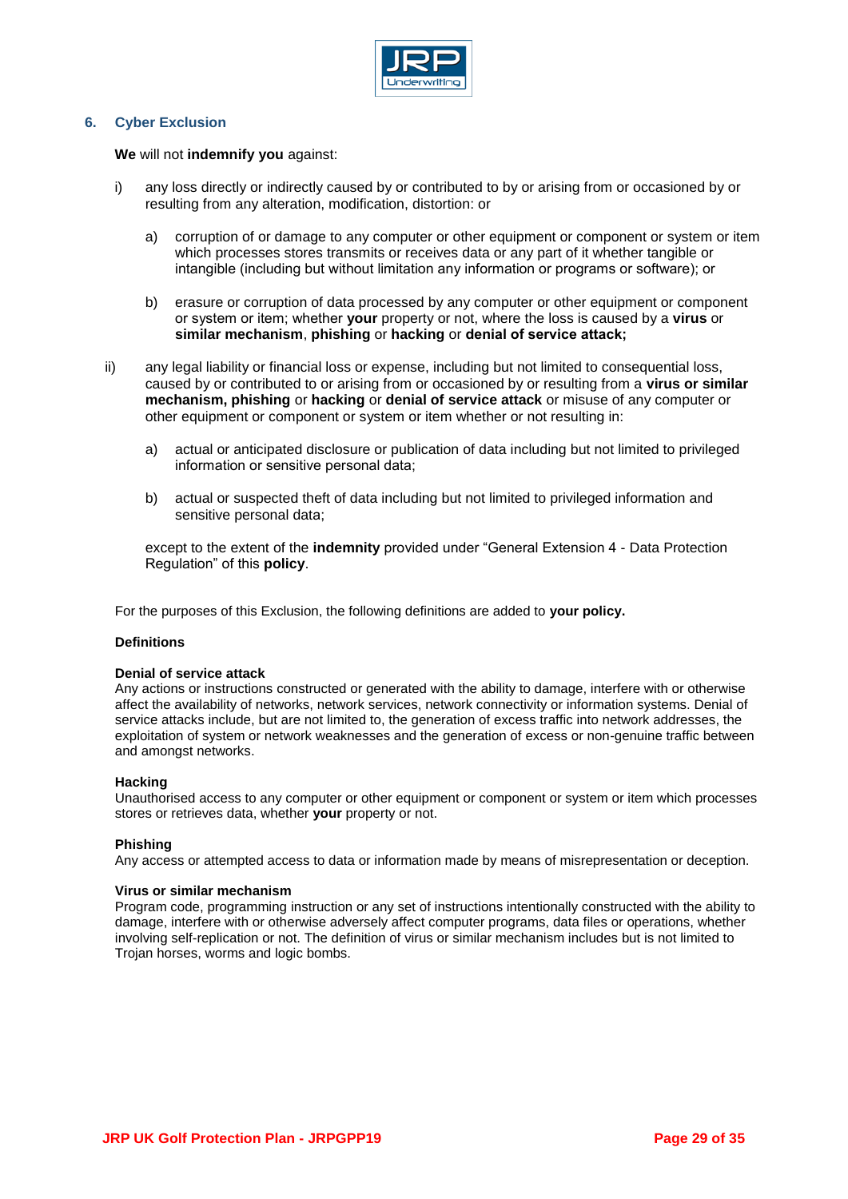## 6. Cyber Exclusion

**We** will not **indemnify you** against:

i) any loss directly or indirectly caused by or contributed to by or arising from or occasioned by or resulting from any alteration, modification, distortion: or

   a) corruption of or damage to any computer or other equipment or component or system or item which processes stores transmits or receives data or any part of it whether tangible or intangible (including but without limitation any information or programs or software); or

   b) erasure or corruption of data processed by any computer or other equipment or component or system or item; whether **your** property or not, where the loss is caused by a **virus** or **similar mechanism**, **phishing** or **hacking** or **denial of service attack;**

ii) any legal liability or financial loss or expense, including but not limited to consequential loss, caused by or contributed to or arising from or occasioned by or resulting from a **virus or similar mechanism, phishing** or **hacking** or **denial of service attack** or misuse of any computer or other equipment or component or system or item whether or not resulting in:

   a) actual or anticipated disclosure or publication of data including but not limited to privileged information or sensitive personal data;

   b) actual or suspected theft of data including but not limited to privileged information and sensitive personal data;

   except to the extent of the **indemnity** provided under "General Extension 4 - Data Protection Regulation" of this **policy**.

For the purposes of this Exclusion, the following definitions are added to **your policy.**

**Definitions**

**Denial of service attack**
Any actions or instructions constructed or generated with the ability to damage, interfere with or otherwise affect the availability of networks, network services, network connectivity or information systems. Denial of service attacks include, but are not limited to, the generation of excess traffic into network addresses, the exploitation of system or network weaknesses and the generation of excess or non-genuine traffic between and amongst networks.

**Hacking**
Unauthorised access to any computer or other equipment or component or system or item which processes stores or retrieves data, whether **your** property or not.

**Phishing**
Any access or attempted access to data or information made by means of misrepresentation or deception.

**Virus or similar mechanism**
Program code, programming instruction or any set of instructions intentionally constructed with the ability to damage, interfere with or otherwise adversely affect computer programs, data files or operations, whether involving self-replication or not. The definition of virus or similar mechanism includes but is not limited to Trojan horses, worms and logic bombs.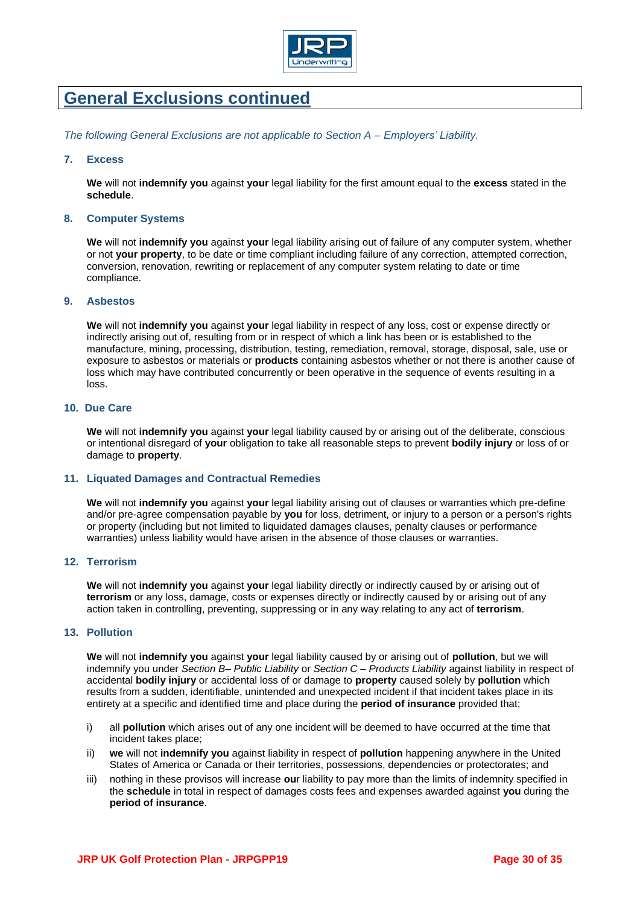# General Exclusions continued

*The following General Exclusions are not applicable to Section A – Employers' Liability.*

### 7. Excess

**We** will not **indemnify you** against **your** legal liability for the first amount equal to the **excess** stated in the **schedule**.

### 8. Computer Systems

**We** will not **indemnify you** against **your** legal liability arising out of failure of any computer system, whether or not **your property**, to be date or time compliant including failure of any correction, attempted correction, conversion, renovation, rewriting or replacement of any computer system relating to date or time compliance.

### 9. Asbestos

**We** will not **indemnify you** against **your** legal liability in respect of any loss, cost or expense directly or indirectly arising out of, resulting from or in respect of which a link has been or is established to the manufacture, mining, processing, distribution, testing, remediation, removal, storage, disposal, sale, use or exposure to asbestos or materials or **products** containing asbestos whether or not there is another cause of loss which may have contributed concurrently or been operative in the sequence of events resulting in a loss.

### 10. Due Care

**We** will not **indemnify you** against **your** legal liability caused by or arising out of the deliberate, conscious or intentional disregard of **your** obligation to take all reasonable steps to prevent **bodily injury** or loss of or damage to **property**.

### 11. Liquated Damages and Contractual Remedies

**We** will not **indemnify you** against **your** legal liability arising out of clauses or warranties which pre-define and/or pre-agree compensation payable by **you** for loss, detriment, or injury to a person or a person's rights or property (including but not limited to liquidated damages clauses, penalty clauses or performance warranties) unless liability would have arisen in the absence of those clauses or warranties.

### 12. Terrorism

**We** will not **indemnify you** against **your** legal liability directly or indirectly caused by or arising out of **terrorism** or any loss, damage, costs or expenses directly or indirectly caused by or arising out of any action taken in controlling, preventing, suppressing or in any way relating to any act of **terrorism**.

### 13. Pollution

**We** will not **indemnify you** against **your** legal liability caused by or arising out of **pollution**, but we will indemnify you under *Section B– Public Liability* or *Section C – Products Liability* against liability in respect of accidental **bodily injury** or accidental loss of or damage to **property** caused solely by **pollution** which results from a sudden, identifiable, unintended and unexpected incident if that incident takes place in its entirety at a specific and identified time and place during the **period of insurance** provided that;

i) all **pollution** which arises out of any one incident will be deemed to have occurred at the time that incident takes place;

ii) **we** will not **indemnify you** against liability in respect of **pollution** happening anywhere in the United States of America or Canada or their territories, possessions, dependencies or protectorates; and

iii) nothing in these provisos will increase **our** liability to pay more than the limits of indemnity specified in the **schedule** in total in respect of damages costs fees and expenses awarded against **you** during the **period of insurance**.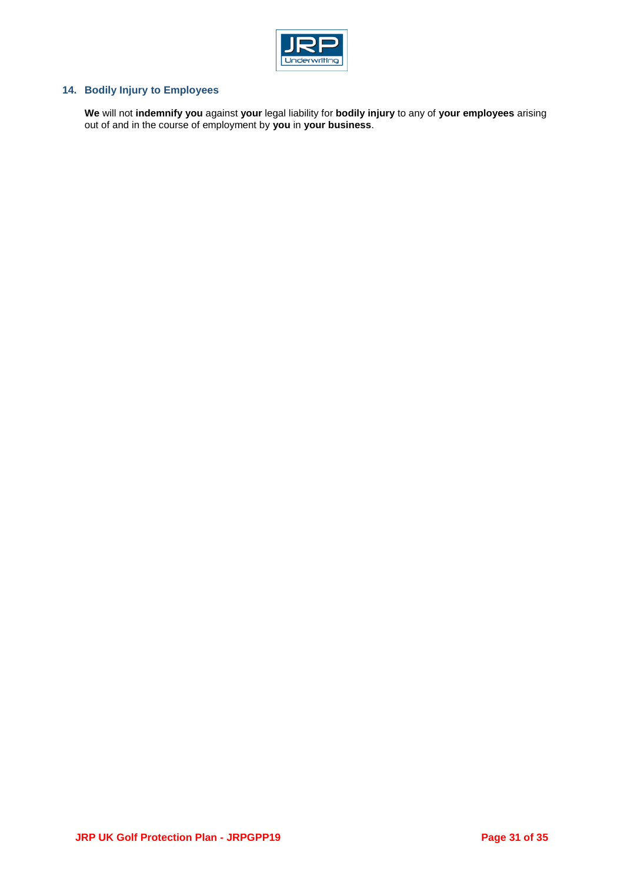## 14. Bodily Injury to Employees

**We** will not **indemnify you** against **your** legal liability for **bodily injury** to any of **your employees** arising out of and in the course of employment by **you** in **your business**.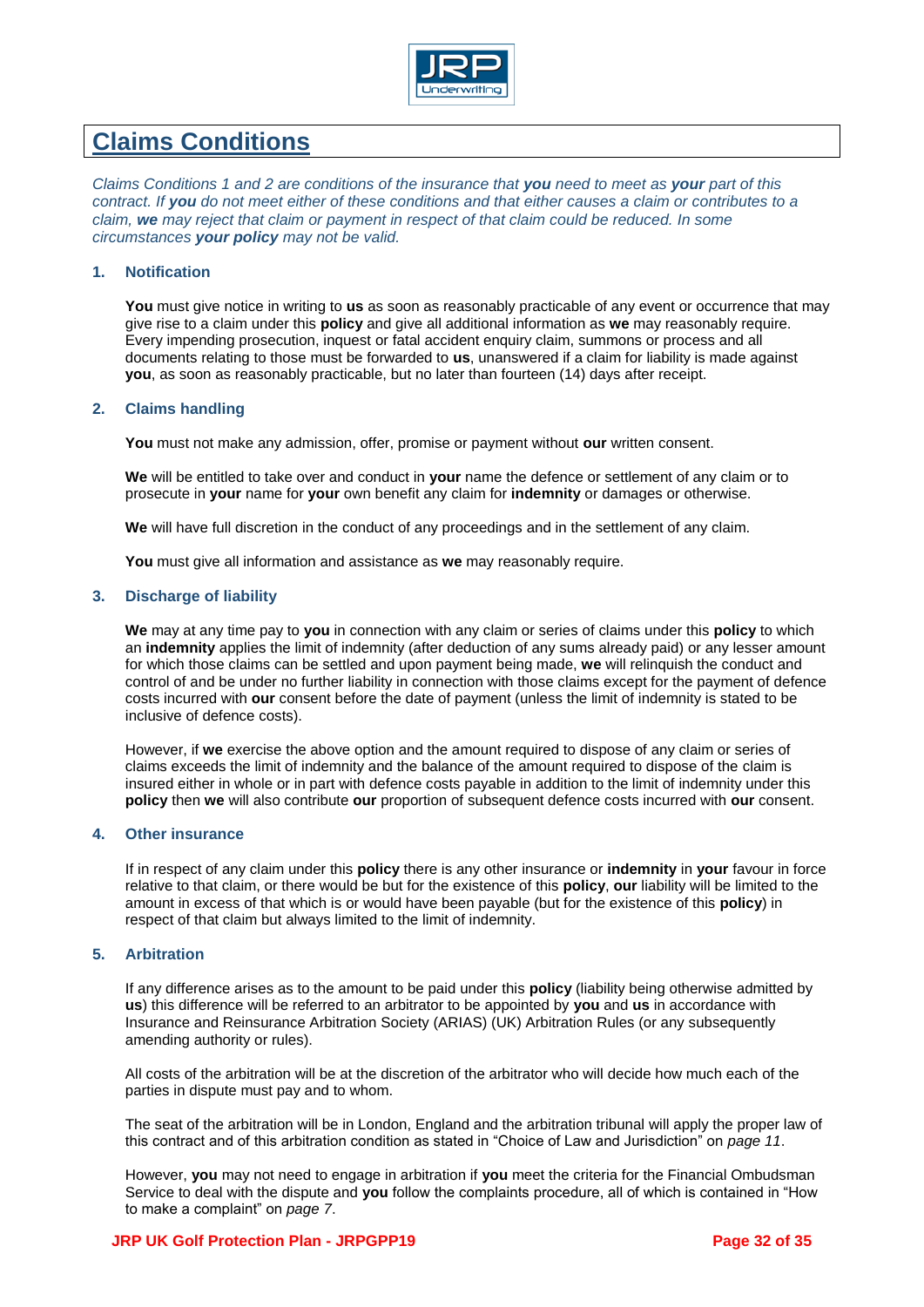# Claims Conditions

*Claims Conditions 1 and 2 are conditions of the insurance that **you** need to meet as **your** part of this contract. If **you** do not meet either of these conditions and that either causes a claim or contributes to a claim, **we** may reject that claim or payment in respect of that claim could be reduced. In some circumstances **your policy** may not be valid.*

### 1. Notification

**You** must give notice in writing to **us** as soon as reasonably practicable of any event or occurrence that may give rise to a claim under this **policy** and give all additional information as **we** may reasonably require. Every impending prosecution, inquest or fatal accident enquiry claim, summons or process and all documents relating to those must be forwarded to **us**, unanswered if a claim for liability is made against **you**, as soon as reasonably practicable, but no later than fourteen (14) days after receipt.

### 2. Claims handling

**You** must not make any admission, offer, promise or payment without **our** written consent.

**We** will be entitled to take over and conduct in **your** name the defence or settlement of any claim or to prosecute in **your** name for **your** own benefit any claim for **indemnity** or damages or otherwise.

**We** will have full discretion in the conduct of any proceedings and in the settlement of any claim.

**You** must give all information and assistance as **we** may reasonably require.

### 3. Discharge of liability

**We** may at any time pay to **you** in connection with any claim or series of claims under this **policy** to which an **indemnity** applies the limit of indemnity (after deduction of any sums already paid) or any lesser amount for which those claims can be settled and upon payment being made, **we** will relinquish the conduct and control of and be under no further liability in connection with those claims except for the payment of defence costs incurred with **our** consent before the date of payment (unless the limit of indemnity is stated to be inclusive of defence costs).

However, if **we** exercise the above option and the amount required to dispose of any claim or series of claims exceeds the limit of indemnity and the balance of the amount required to dispose of the claim is insured either in whole or in part with defence costs payable in addition to the limit of indemnity under this **policy** then **we** will also contribute **our** proportion of subsequent defence costs incurred with **our** consent.

### 4. Other insurance

If in respect of any claim under this **policy** there is any other insurance or **indemnity** in **your** favour in force relative to that claim, or there would be but for the existence of this **policy**, **our** liability will be limited to the amount in excess of that which is or would have been payable (but for the existence of this **policy**) in respect of that claim but always limited to the limit of indemnity.

### 5. Arbitration

If any difference arises as to the amount to be paid under this **policy** (liability being otherwise admitted by **us**) this difference will be referred to an arbitrator to be appointed by **you** and **us** in accordance with Insurance and Reinsurance Arbitration Society (ARIAS) (UK) Arbitration Rules (or any subsequently amending authority or rules).

All costs of the arbitration will be at the discretion of the arbitrator who will decide how much each of the parties in dispute must pay and to whom.

The seat of the arbitration will be in London, England and the arbitration tribunal will apply the proper law of this contract and of this arbitration condition as stated in "Choice of Law and Jurisdiction" on *page 11*.

However, **you** may not need to engage in arbitration if **you** meet the criteria for the Financial Ombudsman Service to deal with the dispute and **you** follow the complaints procedure, all of which is contained in "How to make a complaint" on *page 7*.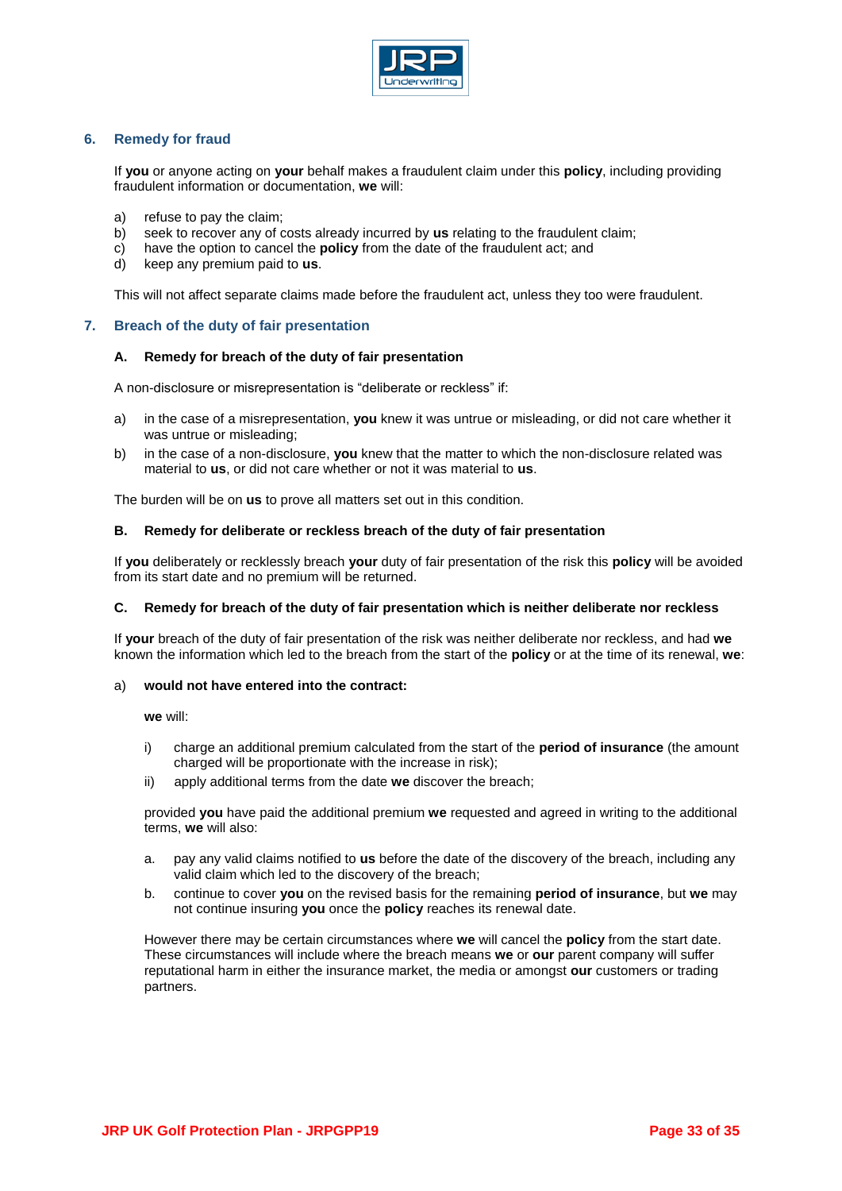## 6. Remedy for fraud

If **you** or anyone acting on **your** behalf makes a fraudulent claim under this **policy**, including providing fraudulent information or documentation, **we** will:

a) refuse to pay the claim;
b) seek to recover any of costs already incurred by **us** relating to the fraudulent claim;
c) have the option to cancel the **policy** from the date of the fraudulent act; and
d) keep any premium paid to **us**.

This will not affect separate claims made before the fraudulent act, unless they too were fraudulent.

## 7. Breach of the duty of fair presentation

### A. Remedy for breach of the duty of fair presentation

A non-disclosure or misrepresentation is "deliberate or reckless" if:

a) in the case of a misrepresentation, **you** knew it was untrue or misleading, or did not care whether it was untrue or misleading;
b) in the case of a non-disclosure, **you** knew that the matter to which the non-disclosure related was material to **us**, or did not care whether or not it was material to **us**.

The burden will be on **us** to prove all matters set out in this condition.

### B. Remedy for deliberate or reckless breach of the duty of fair presentation

If **you** deliberately or recklessly breach **your** duty of fair presentation of the risk this **policy** will be avoided from its start date and no premium will be returned.

### C. Remedy for breach of the duty of fair presentation which is neither deliberate nor reckless

If **your** breach of the duty of fair presentation of the risk was neither deliberate nor reckless, and had **we** known the information which led to the breach from the start of the **policy** or at the time of its renewal, **we**:

a) **would not have entered into the contract:**

**we** will:

i) charge an additional premium calculated from the start of the **period of insurance** (the amount charged will be proportionate with the increase in risk);
ii) apply additional terms from the date **we** discover the breach;

provided **you** have paid the additional premium **we** requested and agreed in writing to the additional terms, **we** will also:

a. pay any valid claims notified to **us** before the date of the discovery of the breach, including any valid claim which led to the discovery of the breach;
b. continue to cover **you** on the revised basis for the remaining **period of insurance**, but **we** may not continue insuring **you** once the **policy** reaches its renewal date.

However there may be certain circumstances where **we** will cancel the **policy** from the start date. These circumstances will include where the breach means **we** or **our** parent company will suffer reputational harm in either the insurance market, the media or amongst **our** customers or trading partners.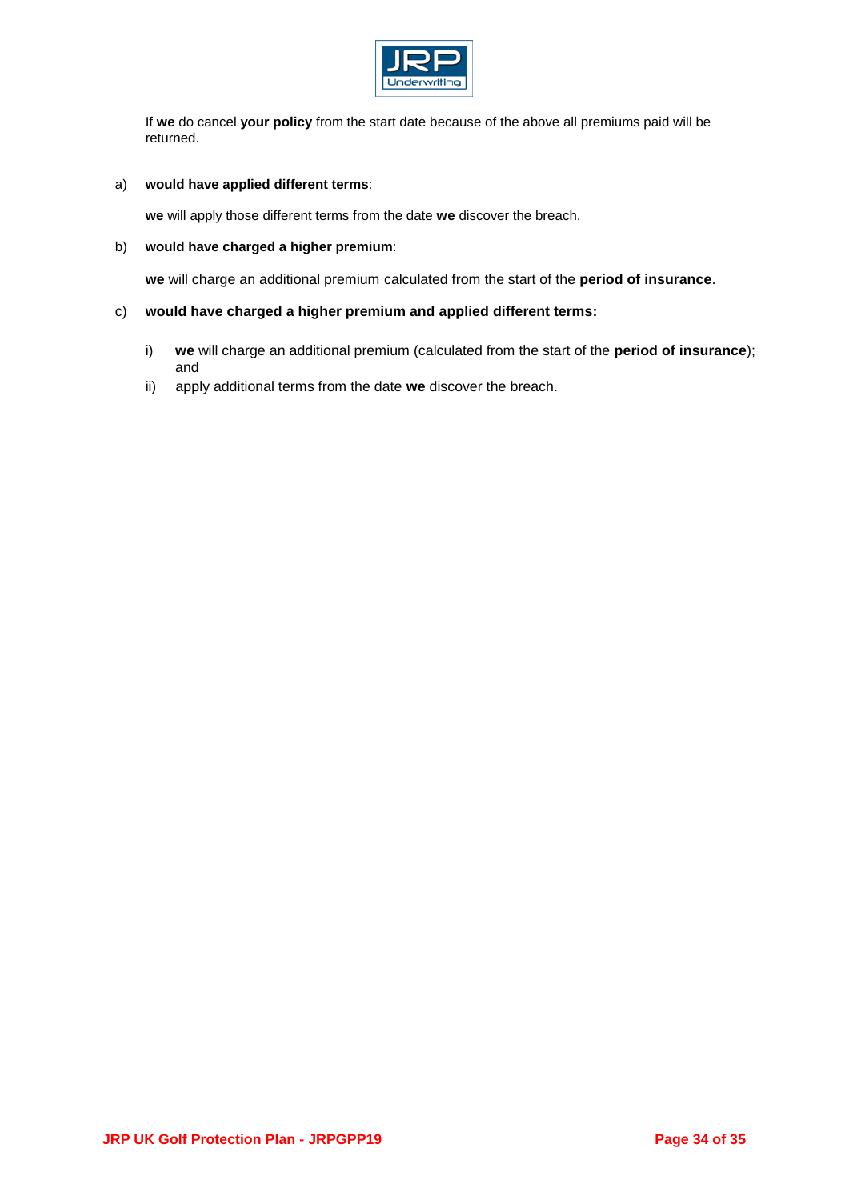If **we** do cancel **your policy** from the start date because of the above all premiums paid will be returned.

a) **would have applied different terms**:

**we** will apply those different terms from the date **we** discover the breach.

b) **would have charged a higher premium**:

**we** will charge an additional premium calculated from the start of the **period of insurance**.

c) **would have charged a higher premium and applied different terms:**

i) **we** will charge an additional premium (calculated from the start of the **period of insurance**); and

ii) apply additional terms from the date **we** discover the breach.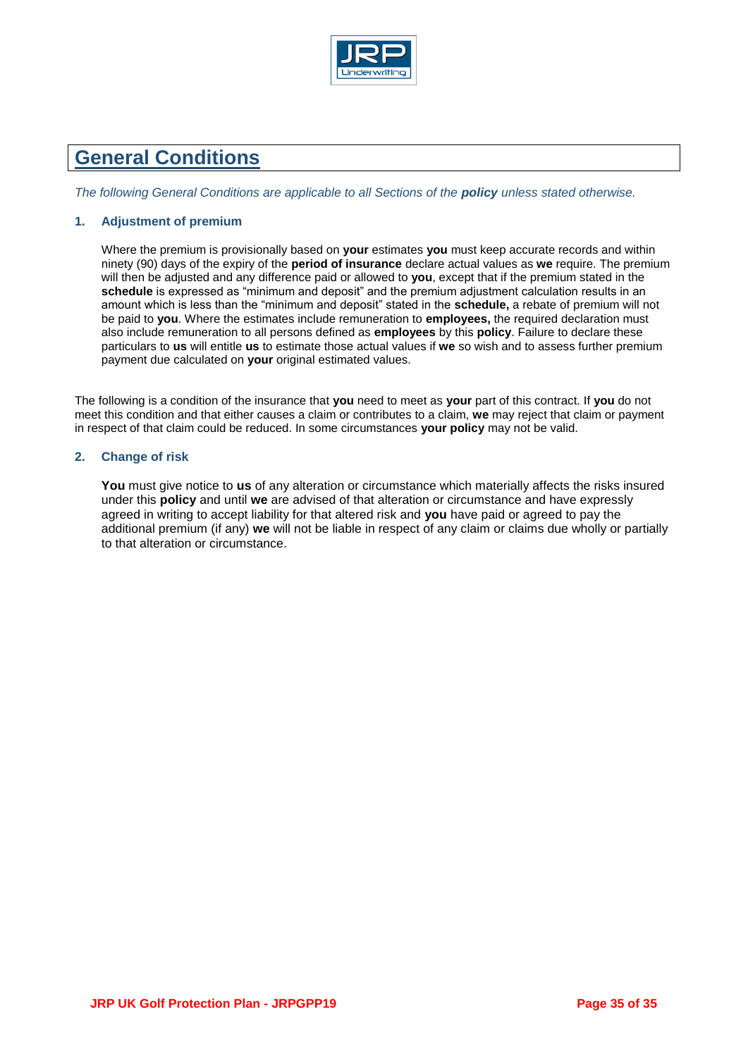# General Conditions

*The following General Conditions are applicable to all Sections of the **policy** unless stated otherwise.*

### 1. Adjustment of premium

Where the premium is provisionally based on **your** estimates **you** must keep accurate records and within ninety (90) days of the expiry of the **period of insurance** declare actual values as **we** require. The premium will then be adjusted and any difference paid or allowed to **you**, except that if the premium stated in the **schedule** is expressed as "minimum and deposit" and the premium adjustment calculation results in an amount which is less than the "minimum and deposit" stated in the **schedule,** a rebate of premium will not be paid to **you**. Where the estimates include remuneration to **employees,** the required declaration must also include remuneration to all persons defined as **employees** by this **policy**. Failure to declare these particulars to **us** will entitle **us** to estimate those actual values if **we** so wish and to assess further premium payment due calculated on **your** original estimated values.

The following is a condition of the insurance that **you** need to meet as **your** part of this contract. If **you** do not meet this condition and that either causes a claim or contributes to a claim, **we** may reject that claim or payment in respect of that claim could be reduced. In some circumstances **your policy** may not be valid.

### 2. Change of risk

**You** must give notice to **us** of any alteration or circumstance which materially affects the risks insured under this **policy** and until **we** are advised of that alteration or circumstance and have expressly agreed in writing to accept liability for that altered risk and **you** have paid or agreed to pay the additional premium (if any) **we** will not be liable in respect of any claim or claims due wholly or partially to that alteration or circumstance.